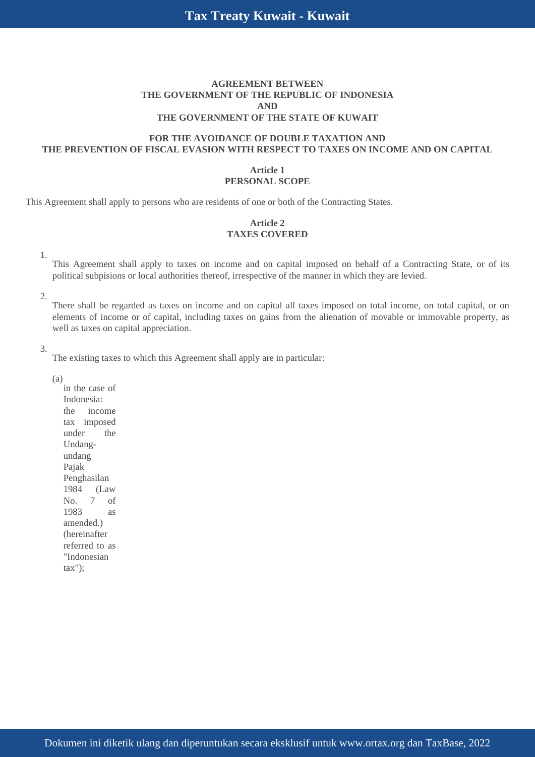**AGREEMENT BETWEEN**
**THE GOVERNMENT OF THE REPUBLIC OF INDONESIA**
**AND**
**THE GOVERNMENT OF THE STATE OF KUWAIT**

**FOR THE AVOIDANCE OF DOUBLE TAXATION AND**
**THE PREVENTION OF FISCAL EVASION WITH RESPECT TO TAXES ON INCOME AND ON CAPITAL**

## Article 1
## PERSONAL SCOPE

This Agreement shall apply to persons who are residents of one or both of the Contracting States.

## Article 2
## TAXES COVERED

1. This Agreement shall apply to taxes on income and on capital imposed on behalf of a Contracting State, or of its political subpisions or local authorities thereof, irrespective of the manner in which they are levied.

2. There shall be regarded as taxes on income and on capital all taxes imposed on total income, on total capital, or on elements of income or of capital, including taxes on gains from the alienation of movable or immovable property, as well as taxes on capital appreciation.

3. The existing taxes to which this Agreement shall apply are in particular:

   (a) in the case of Indonesia: the income tax imposed under the Undang-undang Pajak Penghasilan 1984 (Law No. 7 of 1983 as amended.) (hereinafter referred to as "Indonesian tax");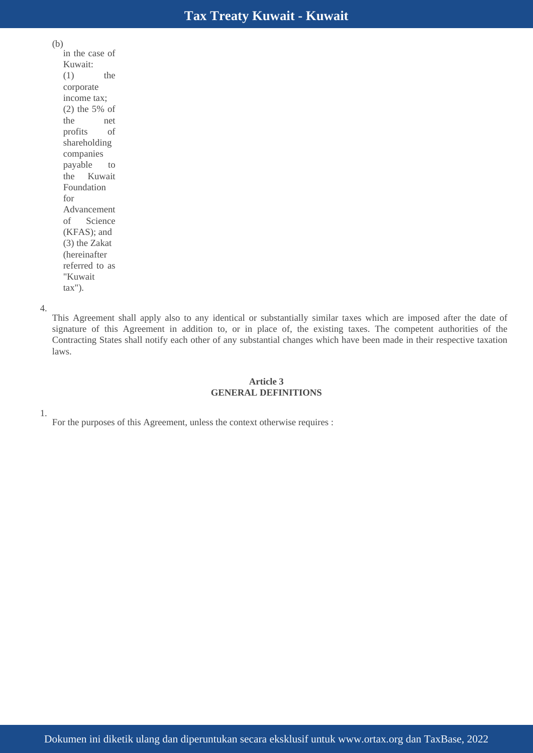(b) in the case of Kuwait:

(1) the corporate income tax;

(2) the 5% of the net profits of shareholding companies payable to the Kuwait Foundation for Advancement of Science (KFAS); and

(3) the Zakat (hereinafter referred to as "Kuwait tax").

4. This Agreement shall apply also to any identical or substantially similar taxes which are imposed after the date of signature of this Agreement in addition to, or in place of, the existing taxes. The competent authorities of the Contracting States shall notify each other of any substantial changes which have been made in their respective taxation laws.

**Article 3**
**GENERAL DEFINITIONS**

1. For the purposes of this Agreement, unless the context otherwise requires :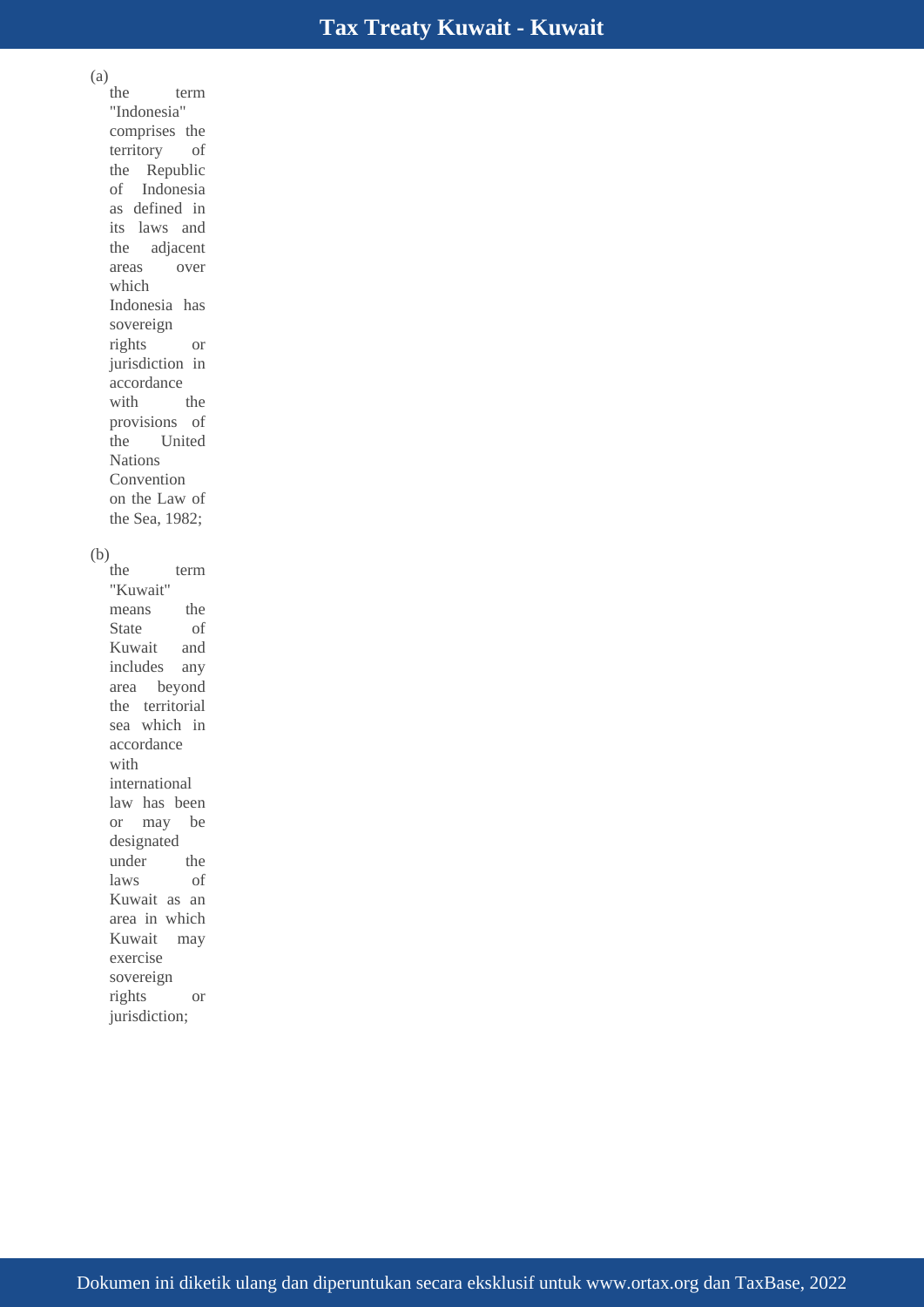(a) the term "Indonesia" comprises the territory of the Republic of Indonesia as defined in its laws and the adjacent areas over which Indonesia has sovereign rights or jurisdiction in accordance with the provisions of the United Nations Convention on the Law of the Sea, 1982;

(b) the term "Kuwait" means the State of Kuwait and includes any area beyond the territorial sea which in accordance with international law has been or may be designated under the laws of Kuwait as an area in which Kuwait may exercise sovereign rights or jurisdiction;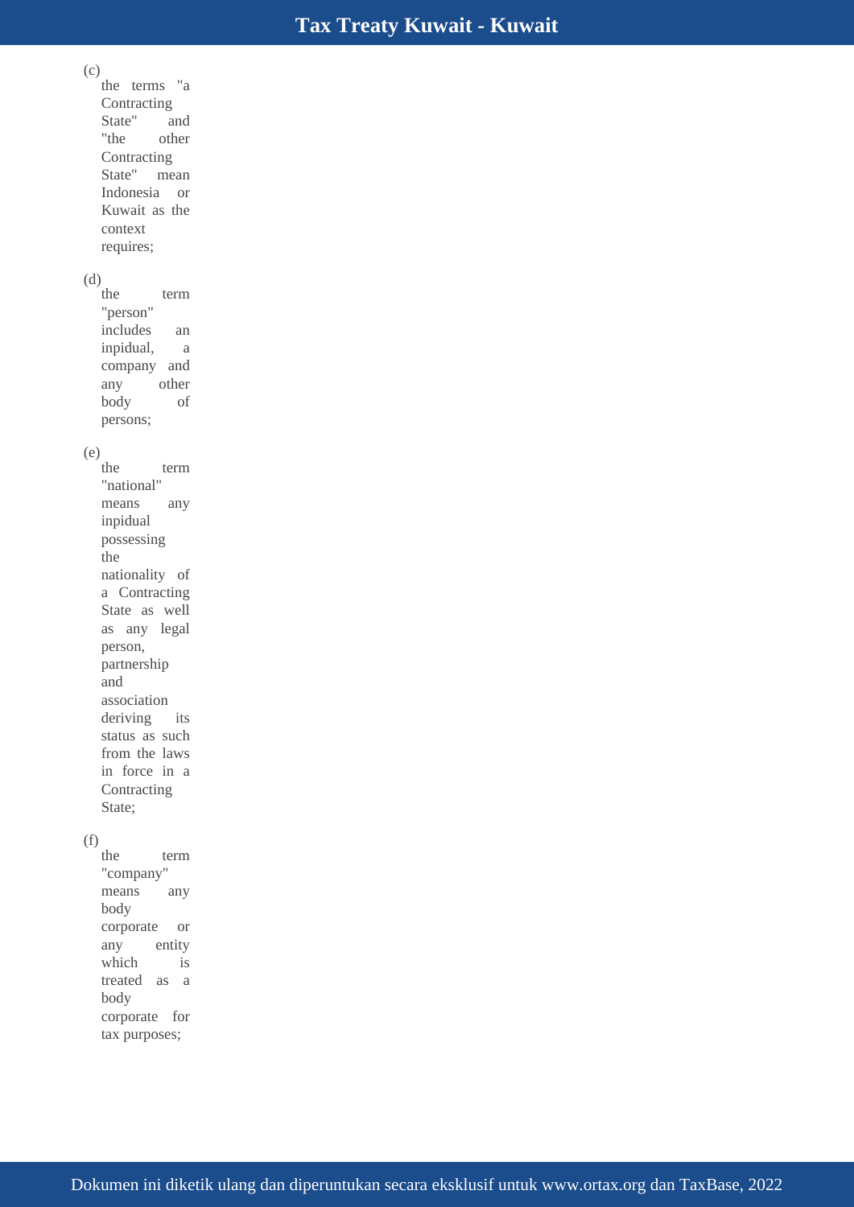(c) the terms "a Contracting State" and "the other Contracting State" mean Indonesia or Kuwait as the context requires;

(d) the term "person" includes an inpidual, a company and any other body of persons;

(e) the term "national" means any inpidual possessing the nationality of a Contracting State as well as any legal person, partnership and association deriving its status as such from the laws in force in a Contracting State;

(f) the term "company" means any body corporate or any entity which is treated as a body corporate for tax purposes;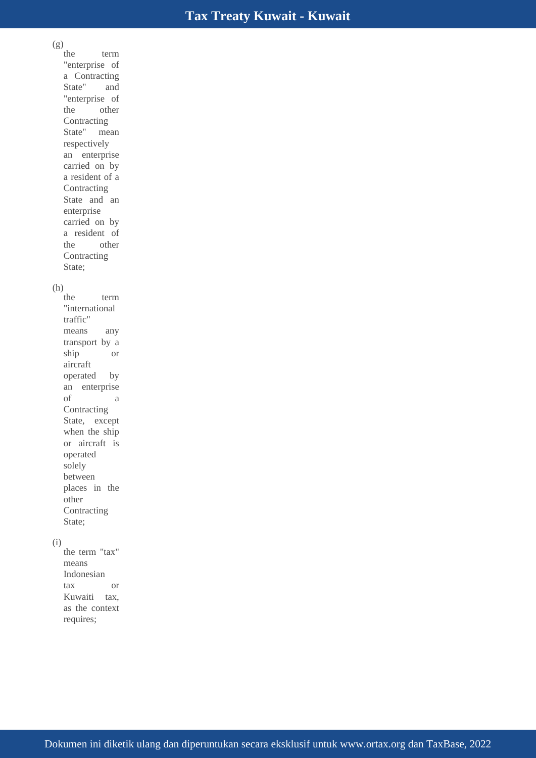(g) the term "enterprise of a Contracting State" and "enterprise of the other Contracting State" mean respectively an enterprise carried on by a resident of a Contracting State and an enterprise carried on by a resident of the other Contracting State;

(h) the term "international traffic" means any transport by a ship or aircraft operated by an enterprise of a Contracting State, except when the ship or aircraft is operated solely between places in the other Contracting State;

(i) the term "tax" means Indonesian tax or Kuwaiti tax, as the context requires;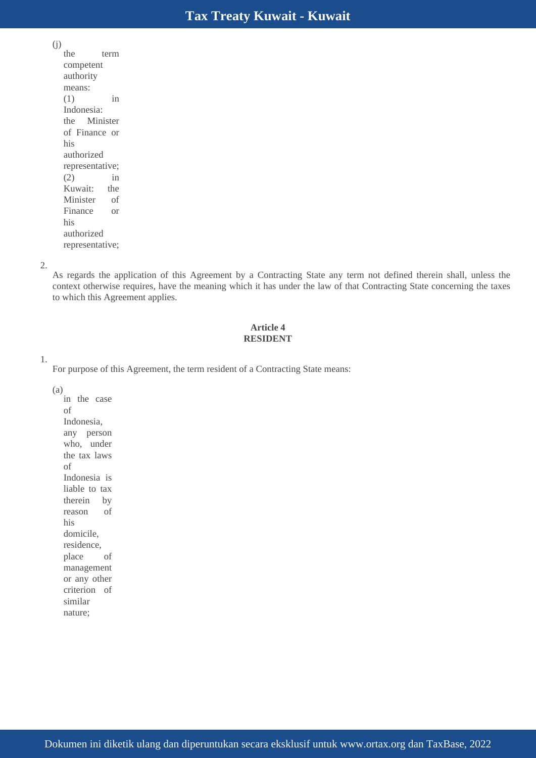(j) the term competent authority means:

(1) in Indonesia: the Minister of Finance or his authorized representative;

(2) in Kuwait: the Minister of Finance or his authorized representative;

2. As regards the application of this Agreement by a Contracting State any term not defined therein shall, unless the context otherwise requires, have the meaning which it has under the law of that Contracting State concerning the taxes to which this Agreement applies.

**Article 4**
**RESIDENT**

1. For purpose of this Agreement, the term resident of a Contracting State means:

(a) in the case of Indonesia, any person who, under the tax laws of Indonesia is liable to tax therein by reason of his domicile, residence, place of management or any other criterion of similar nature;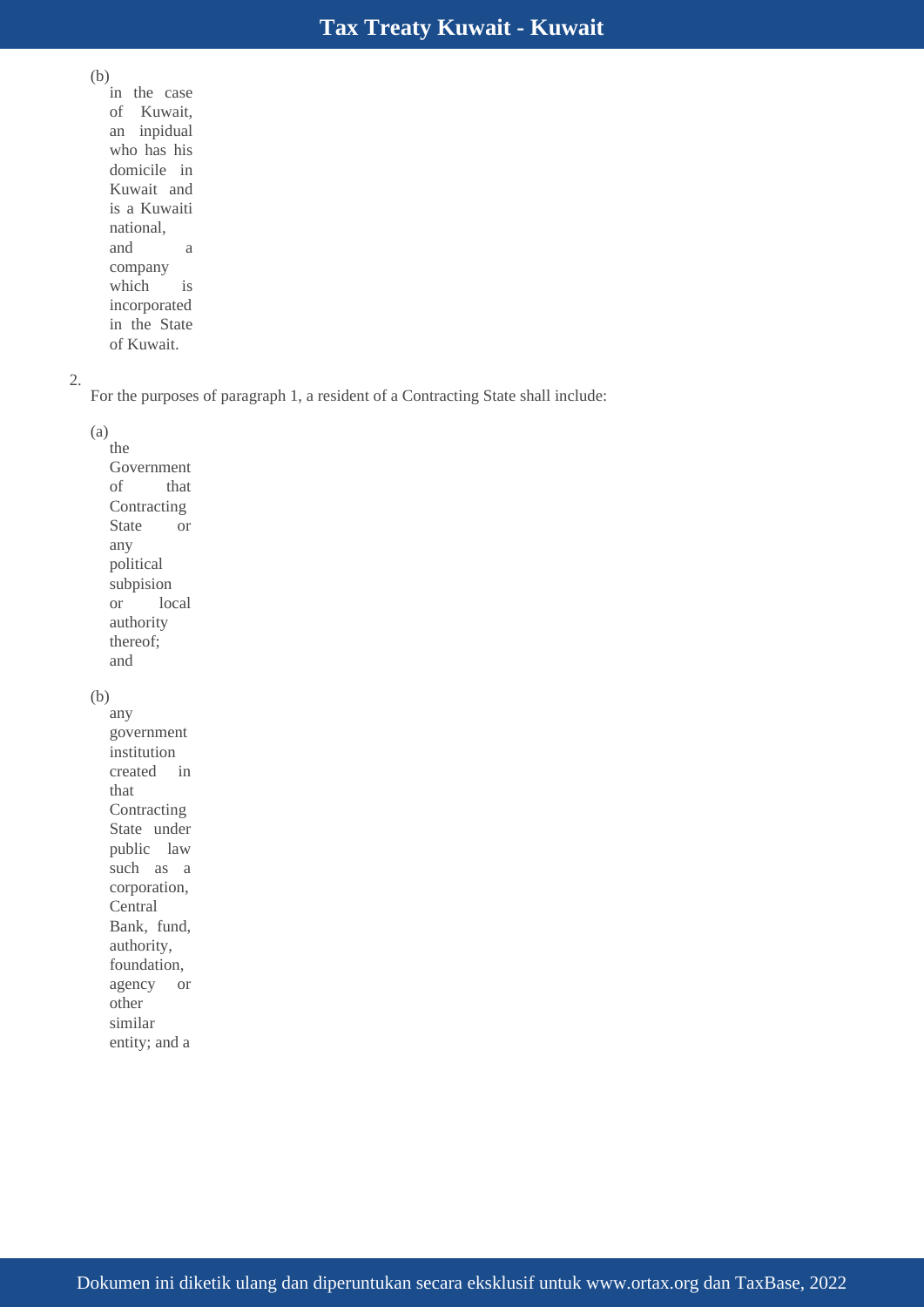(b) in the case of Kuwait, an inpidual who has his domicile in Kuwait and is a Kuwaiti national, and a company which is incorporated in the State of Kuwait.

2. For the purposes of paragraph 1, a resident of a Contracting State shall include:

(a) the Government of that Contracting State or any political subpision or local authority thereof; and

(b) any government institution created in that Contracting State under public law such as a corporation, Central Bank, fund, authority, foundation, agency or other similar entity; and a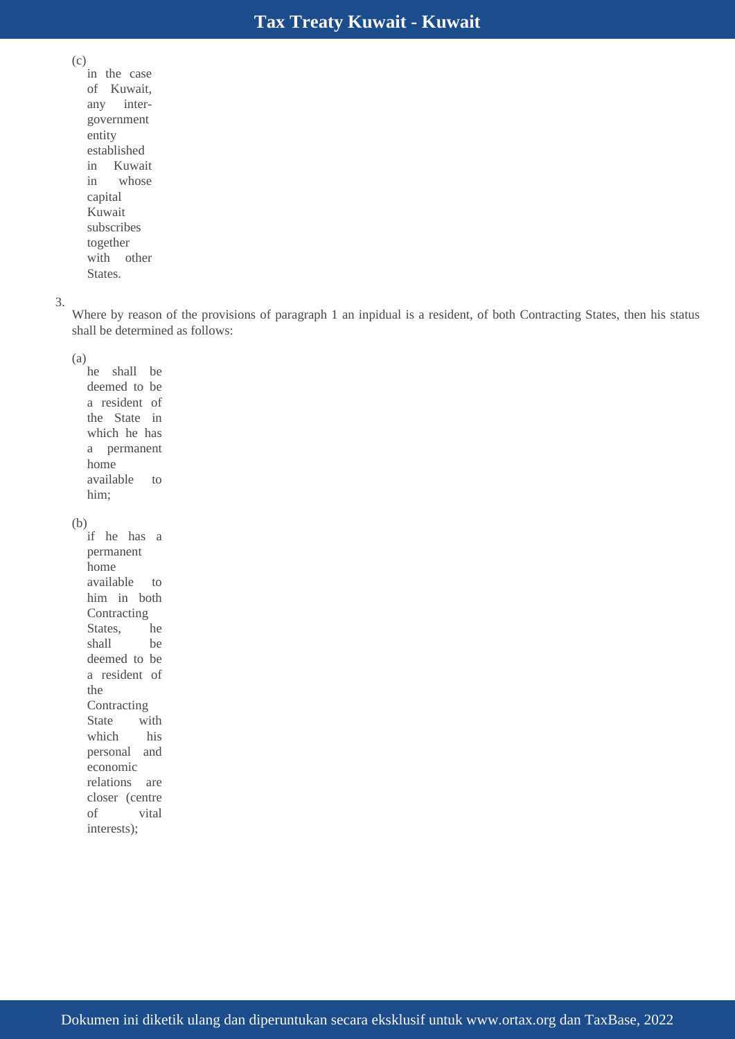(c) in the case of Kuwait, any inter-government entity established in Kuwait in whose capital Kuwait subscribes together with other States.

3. Where by reason of the provisions of paragraph 1 an inpidual is a resident, of both Contracting States, then his status shall be determined as follows:

(a) he shall be deemed to be a resident of the State in which he has a permanent home available to him;

(b) if he has a permanent home available to him in both Contracting States, he shall be deemed to be a resident of the Contracting State with which his personal and economic relations are closer (centre of vital interests);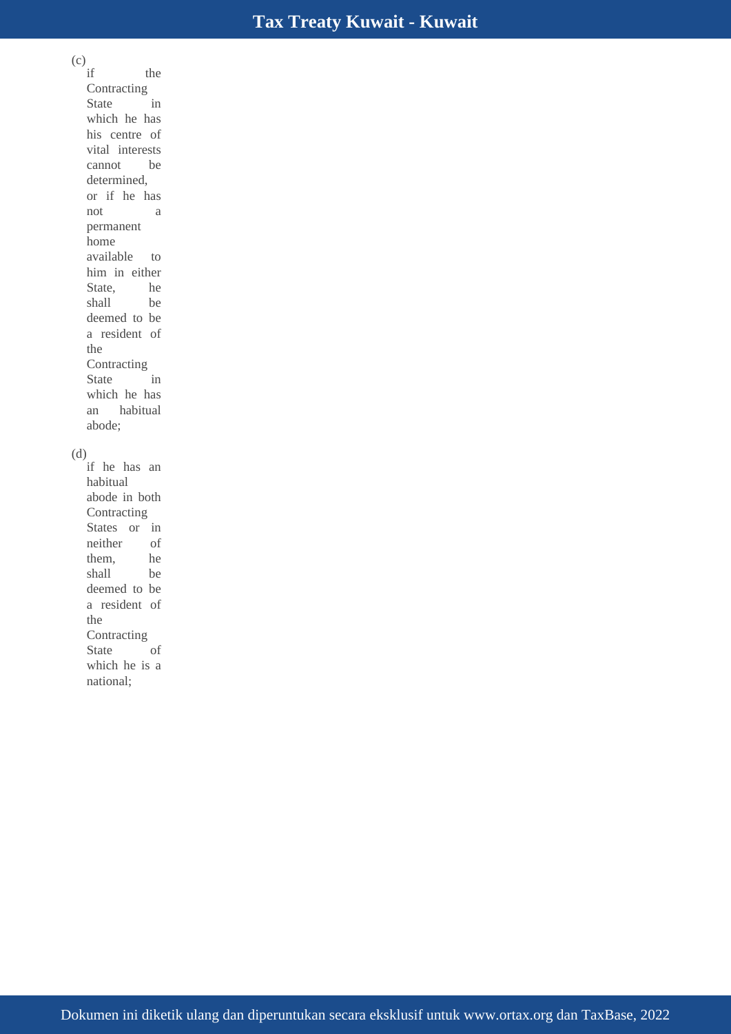(c) if the Contracting State in which he has his centre of vital interests cannot be determined, or if he has not a permanent home available to him in either State, he shall be deemed to be a resident of the Contracting State in which he has an habitual abode;

(d) if he has an habitual abode in both Contracting States or in neither of them, he shall be deemed to be a resident of the Contracting State of which he is a national;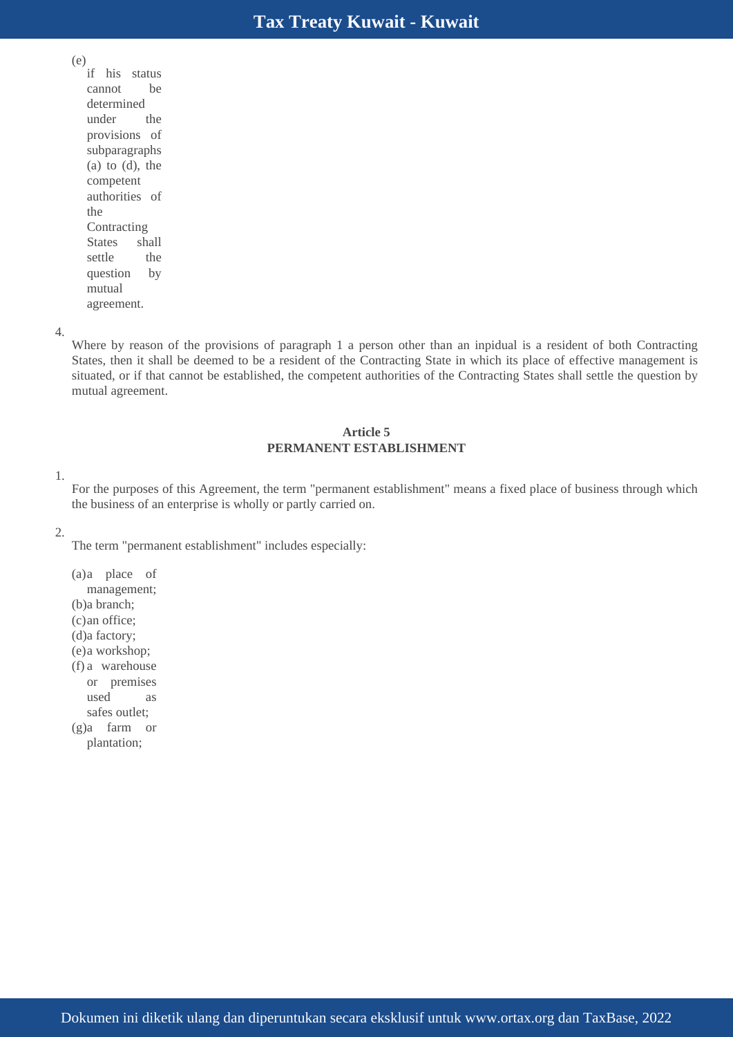(e) if his status cannot be determined under the provisions of subparagraphs (a) to (d), the competent authorities of the Contracting States shall settle the question by mutual agreement.

4. Where by reason of the provisions of paragraph 1 a person other than an inpidual is a resident of both Contracting States, then it shall be deemed to be a resident of the Contracting State in which its place of effective management is situated, or if that cannot be established, the competent authorities of the Contracting States shall settle the question by mutual agreement.

## Article 5
## PERMANENT ESTABLISHMENT

1. For the purposes of this Agreement, the term "permanent establishment" means a fixed place of business through which the business of an enterprise is wholly or partly carried on.

2. The term "permanent establishment" includes especially:

(a) a place of management;
(b) a branch;
(c) an office;
(d) a factory;
(e) a workshop;
(f) a warehouse or premises used as safes outlet;
(g) a farm or plantation;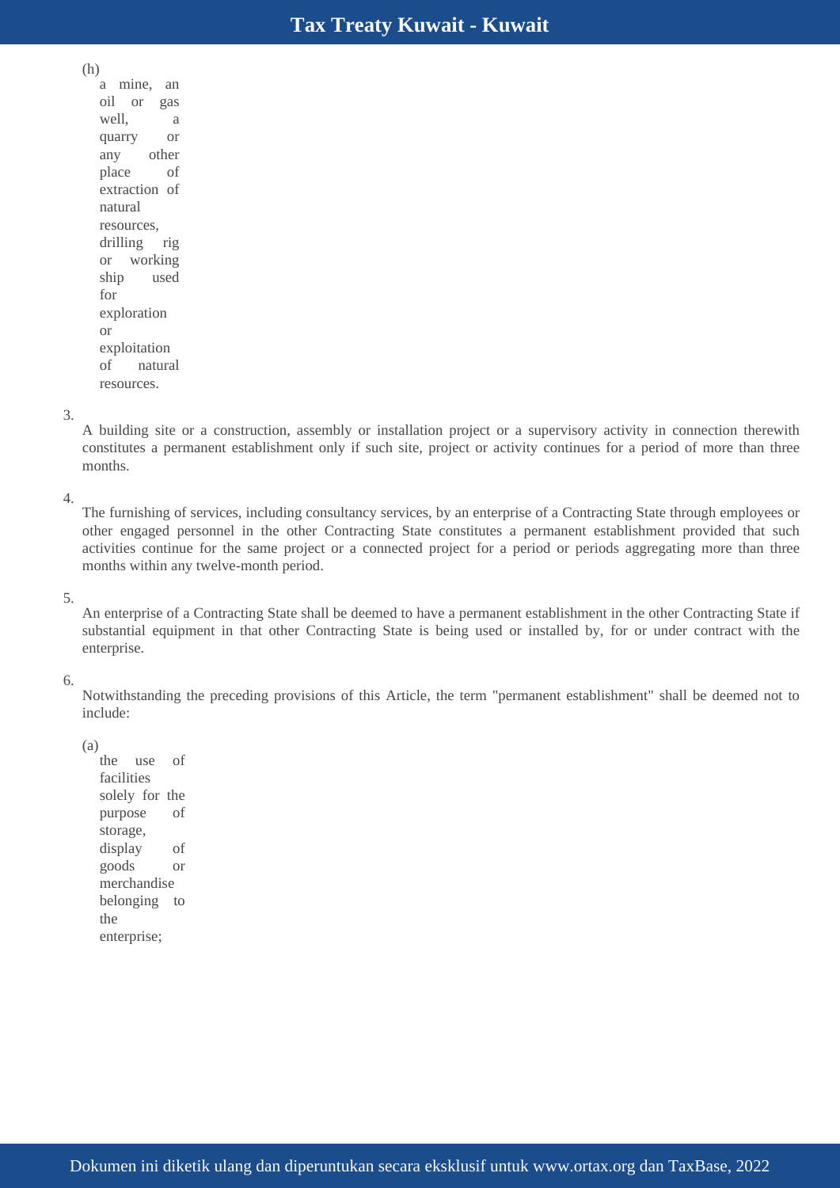(h) a mine, an oil or gas well, a quarry or any other place of extraction of natural resources, drilling rig or working ship used for exploration or exploitation of natural resources.

3. A building site or a construction, assembly or installation project or a supervisory activity in connection therewith constitutes a permanent establishment only if such site, project or activity continues for a period of more than three months.

4. The furnishing of services, including consultancy services, by an enterprise of a Contracting State through employees or other engaged personnel in the other Contracting State constitutes a permanent establishment provided that such activities continue for the same project or a connected project for a period or periods aggregating more than three months within any twelve-month period.

5. An enterprise of a Contracting State shall be deemed to have a permanent establishment in the other Contracting State if substantial equipment in that other Contracting State is being used or installed by, for or under contract with the enterprise.

6. Notwithstanding the preceding provisions of this Article, the term "permanent establishment" shall be deemed not to include:

(a) the use of facilities solely for the purpose of storage, display of goods or merchandise belonging to the enterprise;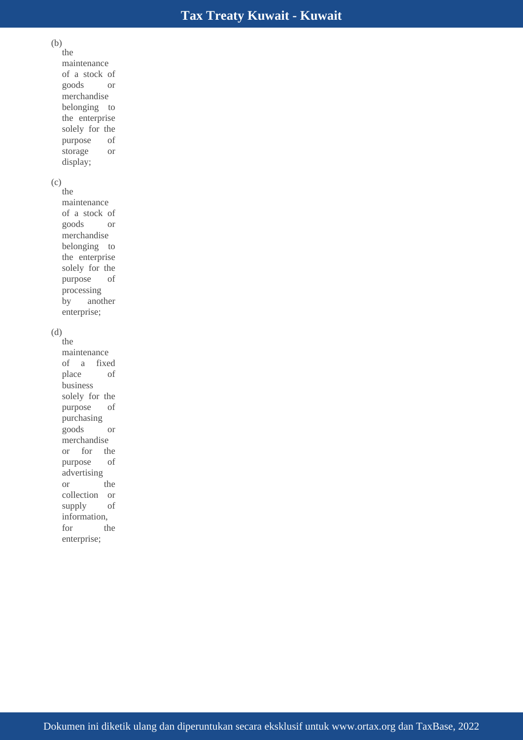(b) the maintenance of a stock of goods or merchandise belonging to the enterprise solely for the purpose of storage or display;

(c) the maintenance of a stock of goods or merchandise belonging to the enterprise solely for the purpose of processing by another enterprise;

(d) the maintenance of a fixed place of business solely for the purpose of purchasing goods or merchandise or for the purpose of advertising or the collection or supply of information, for the enterprise;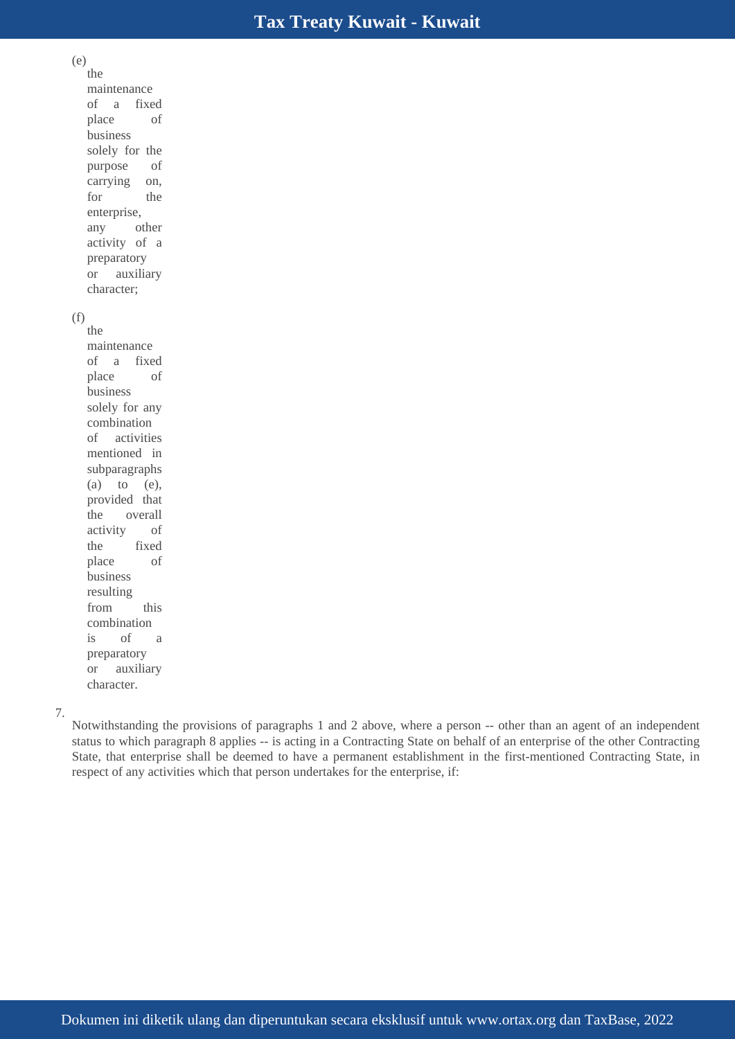(e) the maintenance of a fixed place of business solely for the purpose of carrying on, for the enterprise, any other activity of a preparatory or auxiliary character;

(f) the maintenance of a fixed place of business solely for any combination of activities mentioned in subparagraphs (a) to (e), provided that the overall activity of the fixed place of business resulting from this combination is of a preparatory or auxiliary character.

7. Notwithstanding the provisions of paragraphs 1 and 2 above, where a person -- other than an agent of an independent status to which paragraph 8 applies -- is acting in a Contracting State on behalf of an enterprise of the other Contracting State, that enterprise shall be deemed to have a permanent establishment in the first-mentioned Contracting State, in respect of any activities which that person undertakes for the enterprise, if: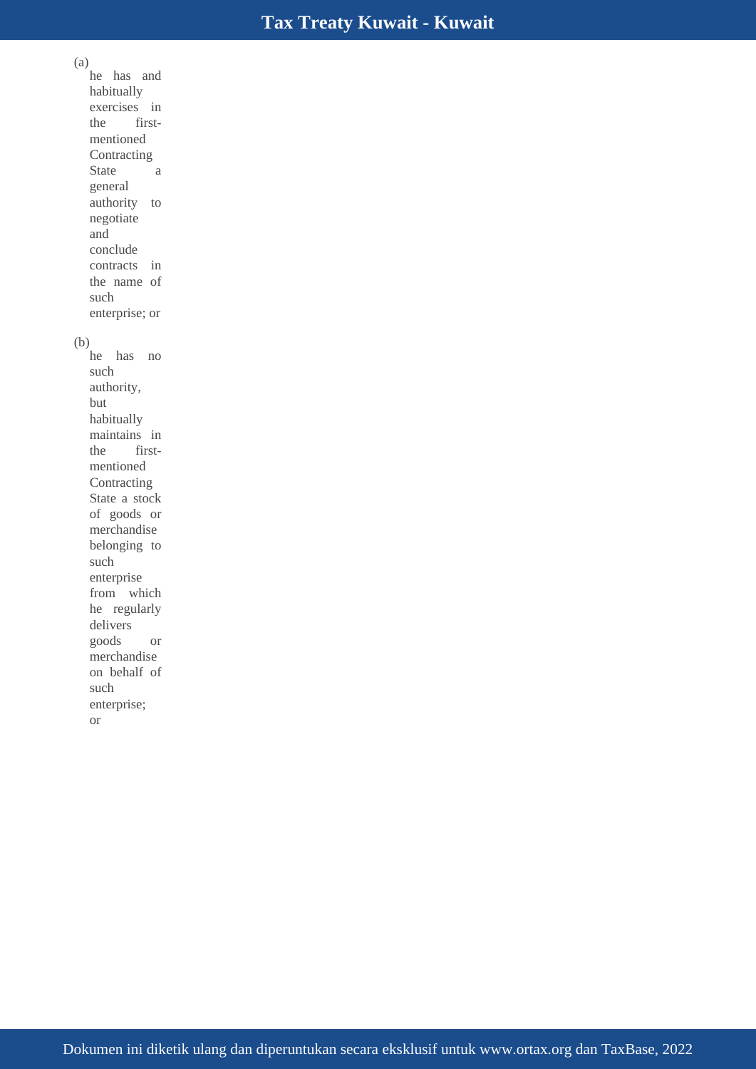(a) he has and habitually exercises in the first-mentioned Contracting State a general authority to negotiate and conclude contracts in the name of such enterprise; or

(b) he has no such authority, but habitually maintains in the first-mentioned Contracting State a stock of goods or merchandise belonging to such enterprise from which he regularly delivers goods or merchandise on behalf of such enterprise; or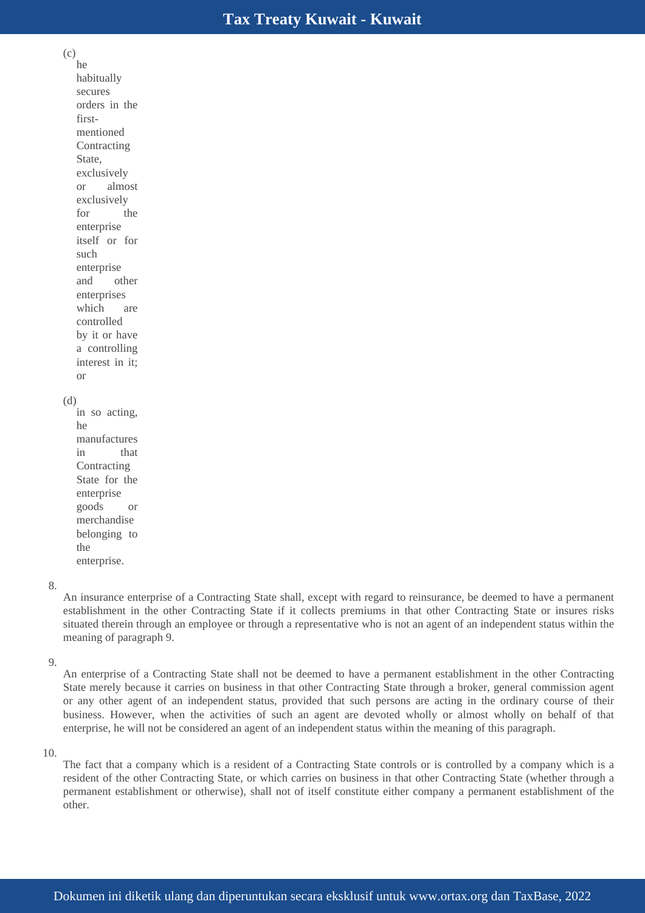(c) he habitually secures orders in the first-mentioned Contracting State, exclusively or almost exclusively for the enterprise itself or for such enterprise and other enterprises which are controlled by it or have a controlling interest in it; or

(d) in so acting, he manufactures in that Contracting State for the enterprise goods or merchandise belonging to the enterprise.

8. An insurance enterprise of a Contracting State shall, except with regard to reinsurance, be deemed to have a permanent establishment in the other Contracting State if it collects premiums in that other Contracting State or insures risks situated therein through an employee or through a representative who is not an agent of an independent status within the meaning of paragraph 9.

9. An enterprise of a Contracting State shall not be deemed to have a permanent establishment in the other Contracting State merely because it carries on business in that other Contracting State through a broker, general commission agent or any other agent of an independent status, provided that such persons are acting in the ordinary course of their business. However, when the activities of such an agent are devoted wholly or almost wholly on behalf of that enterprise, he will not be considered an agent of an independent status within the meaning of this paragraph.

10. The fact that a company which is a resident of a Contracting State controls or is controlled by a company which is a resident of the other Contracting State, or which carries on business in that other Contracting State (whether through a permanent establishment or otherwise), shall not of itself constitute either company a permanent establishment of the other.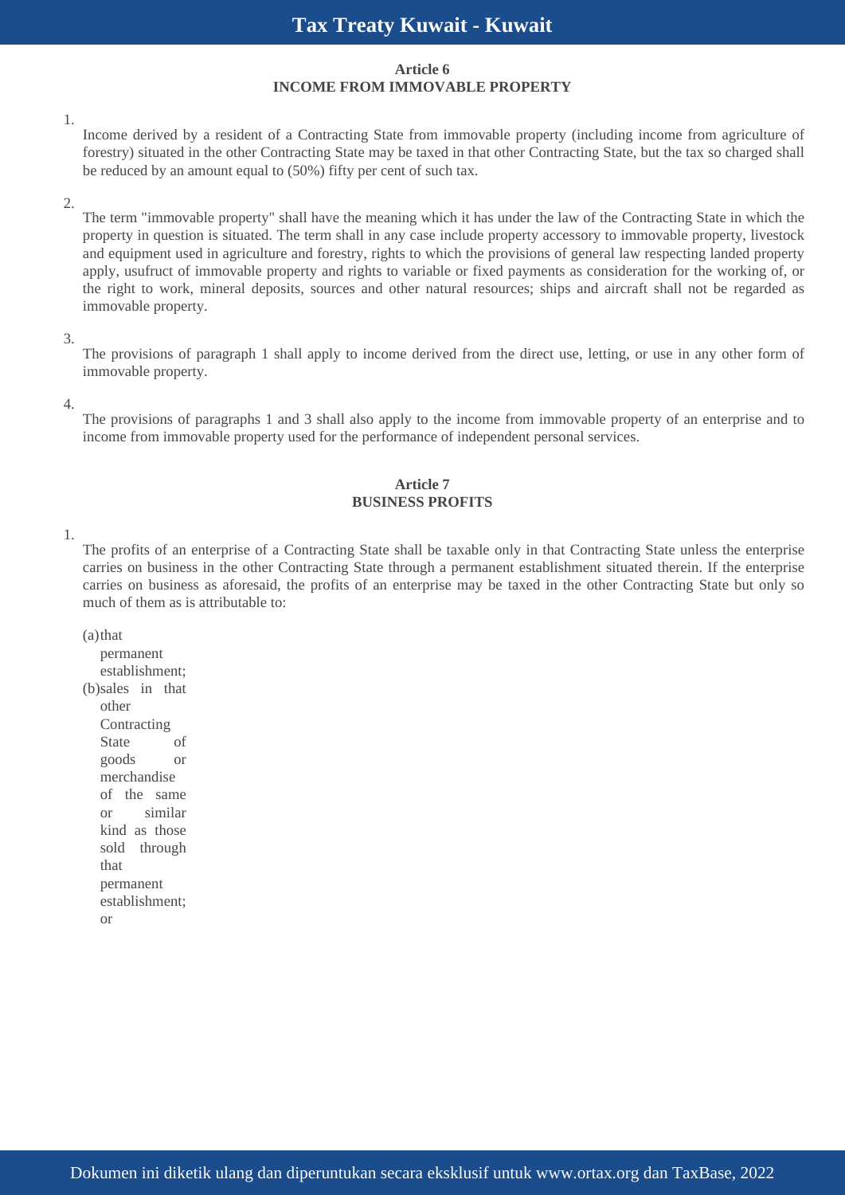### Article 6
### INCOME FROM IMMOVABLE PROPERTY

1. Income derived by a resident of a Contracting State from immovable property (including income from agriculture of forestry) situated in the other Contracting State may be taxed in that other Contracting State, but the tax so charged shall be reduced by an amount equal to (50%) fifty per cent of such tax.

2. The term "immovable property" shall have the meaning which it has under the law of the Contracting State in which the property in question is situated. The term shall in any case include property accessory to immovable property, livestock and equipment used in agriculture and forestry, rights to which the provisions of general law respecting landed property apply, usufruct of immovable property and rights to variable or fixed payments as consideration for the working of, or the right to work, mineral deposits, sources and other natural resources; ships and aircraft shall not be regarded as immovable property.

3. The provisions of paragraph 1 shall apply to income derived from the direct use, letting, or use in any other form of immovable property.

4. The provisions of paragraphs 1 and 3 shall also apply to the income from immovable property of an enterprise and to income from immovable property used for the performance of independent personal services.

### Article 7
### BUSINESS PROFITS

1. The profits of an enterprise of a Contracting State shall be taxable only in that Contracting State unless the enterprise carries on business in the other Contracting State through a permanent establishment situated therein. If the enterprise carries on business as aforesaid, the profits of an enterprise may be taxed in the other Contracting State but only so much of them as is attributable to:

   (a) that permanent establishment;
   (b) sales in that other Contracting State of goods or merchandise of the same or similar kind as those sold through that permanent establishment; or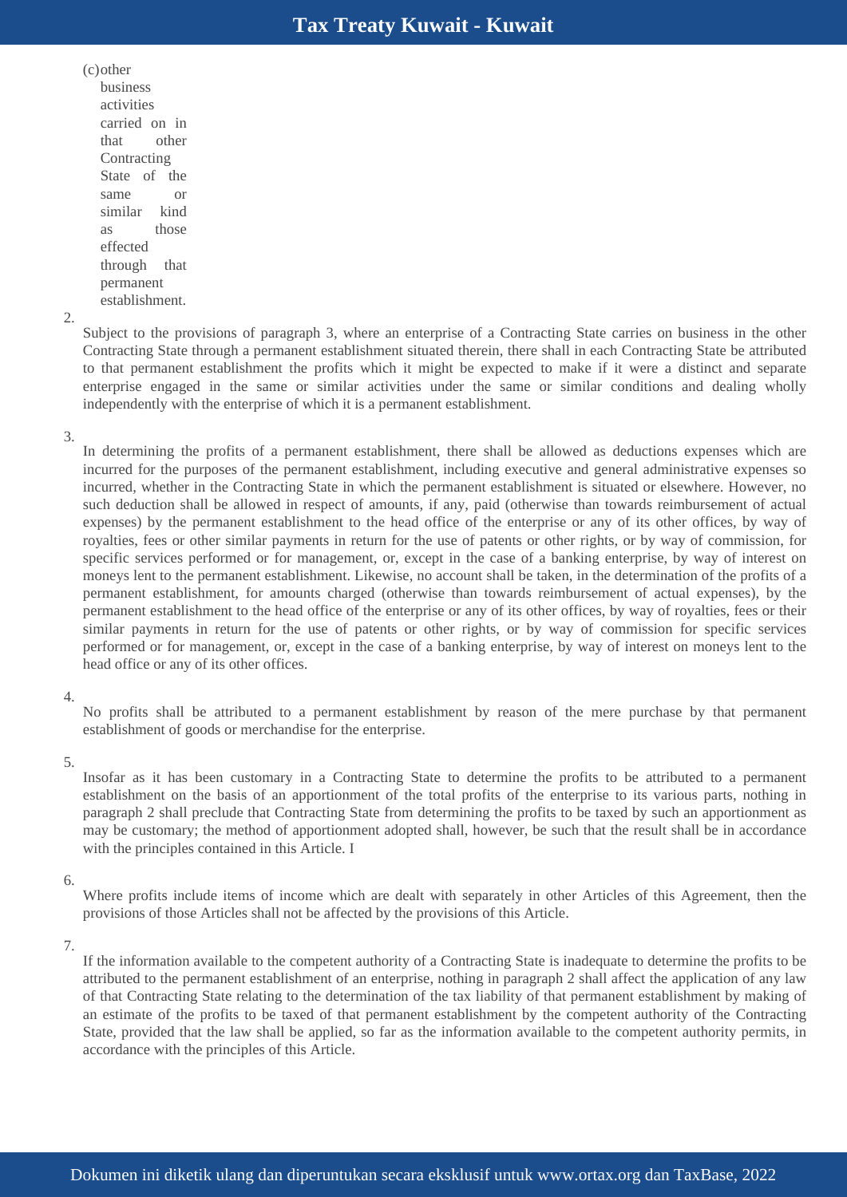(c) other business activities carried on in that other Contracting State of the same or similar kind as those effected through that permanent establishment.

2. Subject to the provisions of paragraph 3, where an enterprise of a Contracting State carries on business in the other Contracting State through a permanent establishment situated therein, there shall in each Contracting State be attributed to that permanent establishment the profits which it might be expected to make if it were a distinct and separate enterprise engaged in the same or similar activities under the same or similar conditions and dealing wholly independently with the enterprise of which it is a permanent establishment.

3. In determining the profits of a permanent establishment, there shall be allowed as deductions expenses which are incurred for the purposes of the permanent establishment, including executive and general administrative expenses so incurred, whether in the Contracting State in which the permanent establishment is situated or elsewhere. However, no such deduction shall be allowed in respect of amounts, if any, paid (otherwise than towards reimbursement of actual expenses) by the permanent establishment to the head office of the enterprise or any of its other offices, by way of royalties, fees or other similar payments in return for the use of patents or other rights, or by way of commission, for specific services performed or for management, or, except in the case of a banking enterprise, by way of interest on moneys lent to the permanent establishment. Likewise, no account shall be taken, in the determination of the profits of a permanent establishment, for amounts charged (otherwise than towards reimbursement of actual expenses), by the permanent establishment to the head office of the enterprise or any of its other offices, by way of royalties, fees or their similar payments in return for the use of patents or other rights, or by way of commission for specific services performed or for management, or, except in the case of a banking enterprise, by way of interest on moneys lent to the head office or any of its other offices.

4. No profits shall be attributed to a permanent establishment by reason of the mere purchase by that permanent establishment of goods or merchandise for the enterprise.

5. Insofar as it has been customary in a Contracting State to determine the profits to be attributed to a permanent establishment on the basis of an apportionment of the total profits of the enterprise to its various parts, nothing in paragraph 2 shall preclude that Contracting State from determining the profits to be taxed by such an apportionment as may be customary; the method of apportionment adopted shall, however, be such that the result shall be in accordance with the principles contained in this Article. I

6. Where profits include items of income which are dealt with separately in other Articles of this Agreement, then the provisions of those Articles shall not be affected by the provisions of this Article.

7. If the information available to the competent authority of a Contracting State is inadequate to determine the profits to be attributed to the permanent establishment of an enterprise, nothing in paragraph 2 shall affect the application of any law of that Contracting State relating to the determination of the tax liability of that permanent establishment by making of an estimate of the profits to be taxed of that permanent establishment by the competent authority of the Contracting State, provided that the law shall be applied, so far as the information available to the competent authority permits, in accordance with the principles of this Article.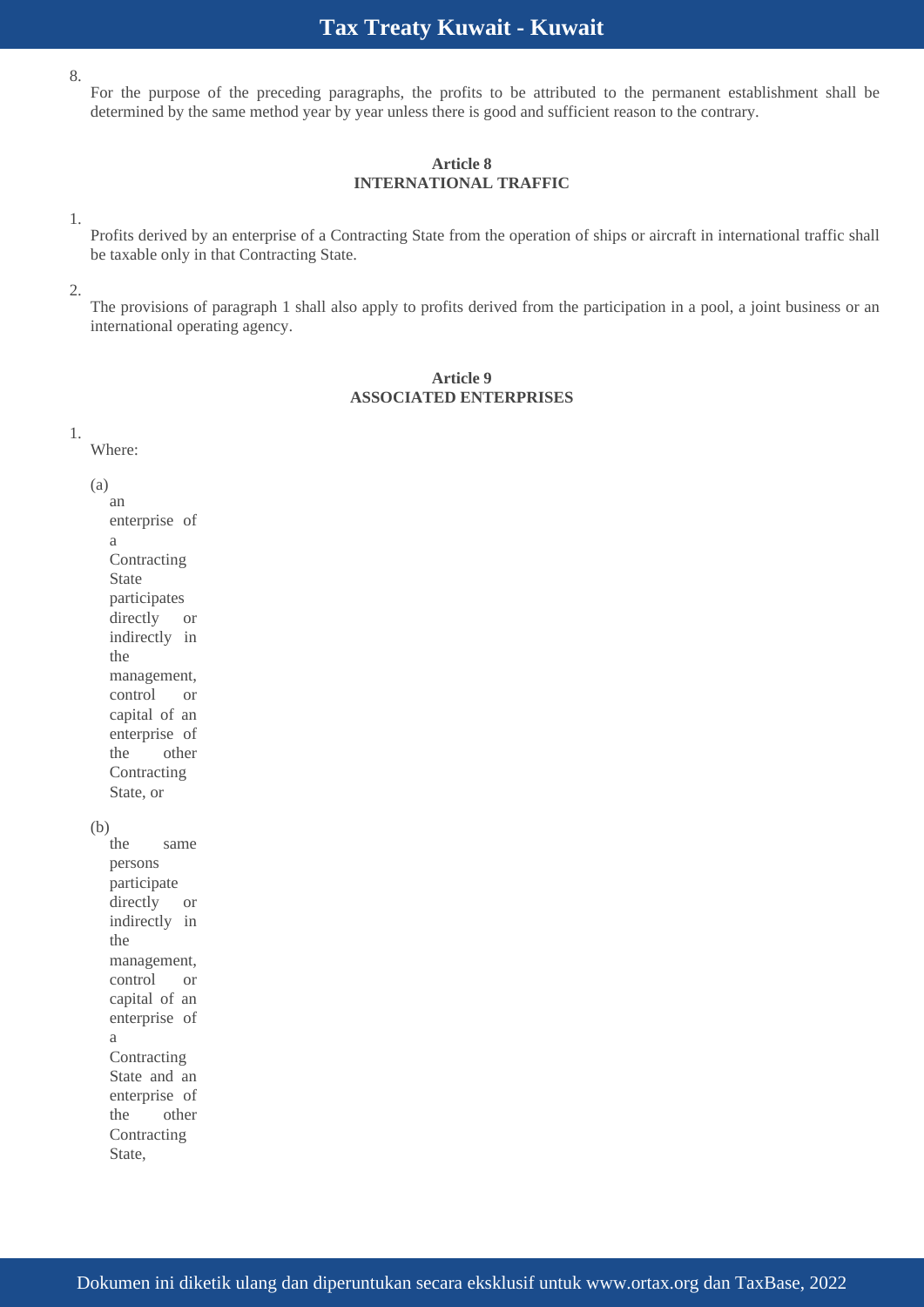8. For the purpose of the preceding paragraphs, the profits to be attributed to the permanent establishment shall be determined by the same method year by year unless there is good and sufficient reason to the contrary.

### Article 8
### INTERNATIONAL TRAFFIC

1. Profits derived by an enterprise of a Contracting State from the operation of ships or aircraft in international traffic shall be taxable only in that Contracting State.

2. The provisions of paragraph 1 shall also apply to profits derived from the participation in a pool, a joint business or an international operating agency.

### Article 9
### ASSOCIATED ENTERPRISES

1. Where:

   (a) an enterprise of a Contracting State participates directly or indirectly in the management, control or capital of an enterprise of the other Contracting State, or

   (b) the same persons participate directly or indirectly in the management, control or capital of an enterprise of a Contracting State and an enterprise of the other Contracting State,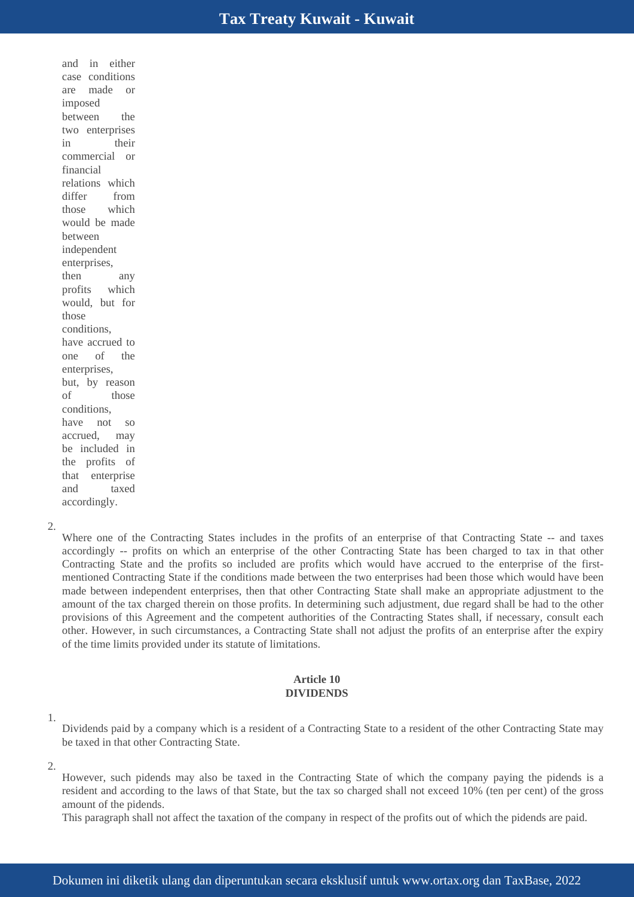and in either case conditions are made or imposed between the two enterprises in their commercial or financial relations which differ from those which would be made between independent enterprises, then any profits which would, but for those conditions, have accrued to one of the enterprises, but, by reason of those conditions, have not so accrued, may be included in the profits of that enterprise and taxed accordingly.

2. Where one of the Contracting States includes in the profits of an enterprise of that Contracting State -- and taxes accordingly -- profits on which an enterprise of the other Contracting State has been charged to tax in that other Contracting State and the profits so included are profits which would have accrued to the enterprise of the first-mentioned Contracting State if the conditions made between the two enterprises had been those which would have been made between independent enterprises, then that other Contracting State shall make an appropriate adjustment to the amount of the tax charged therein on those profits. In determining such adjustment, due regard shall be had to the other provisions of this Agreement and the competent authorities of the Contracting States shall, if necessary, consult each other. However, in such circumstances, a Contracting State shall not adjust the profits of an enterprise after the expiry of the time limits provided under its statute of limitations.

**Article 10**
**DIVIDENDS**

1. Dividends paid by a company which is a resident of a Contracting State to a resident of the other Contracting State may be taxed in that other Contracting State.

2. However, such pidends may also be taxed in the Contracting State of which the company paying the pidends is a resident and according to the laws of that State, but the tax so charged shall not exceed 10% (ten per cent) of the gross amount of the pidends.
This paragraph shall not affect the taxation of the company in respect of the profits out of which the pidends are paid.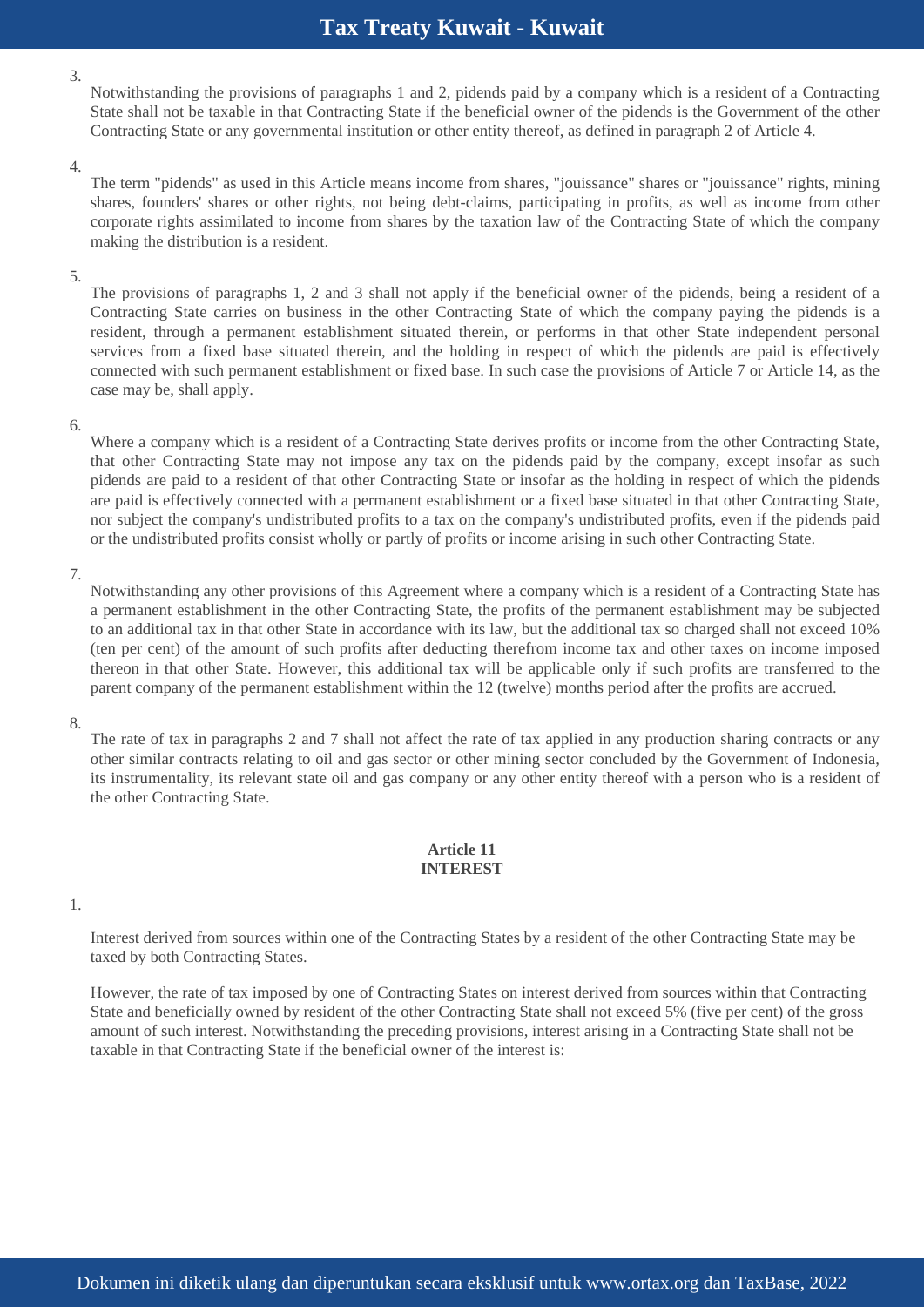3.

Notwithstanding the provisions of paragraphs 1 and 2, pidends paid by a company which is a resident of a Contracting State shall not be taxable in that Contracting State if the beneficial owner of the pidends is the Government of the other Contracting State or any governmental institution or other entity thereof, as defined in paragraph 2 of Article 4.

4.

The term "pidends" as used in this Article means income from shares, "jouissance" shares or "jouissance" rights, mining shares, founders' shares or other rights, not being debt-claims, participating in profits, as well as income from other corporate rights assimilated to income from shares by the taxation law of the Contracting State of which the company making the distribution is a resident.

5.

The provisions of paragraphs 1, 2 and 3 shall not apply if the beneficial owner of the pidends, being a resident of a Contracting State carries on business in the other Contracting State of which the company paying the pidends is a resident, through a permanent establishment situated therein, or performs in that other State independent personal services from a fixed base situated therein, and the holding in respect of which the pidends are paid is effectively connected with such permanent establishment or fixed base. In such case the provisions of Article 7 or Article 14, as the case may be, shall apply.

6.

Where a company which is a resident of a Contracting State derives profits or income from the other Contracting State, that other Contracting State may not impose any tax on the pidends paid by the company, except insofar as such pidends are paid to a resident of that other Contracting State or insofar as the holding in respect of which the pidends are paid is effectively connected with a permanent establishment or a fixed base situated in that other Contracting State, nor subject the company's undistributed profits to a tax on the company's undistributed profits, even if the pidends paid or the undistributed profits consist wholly or partly of profits or income arising in such other Contracting State.

7.

Notwithstanding any other provisions of this Agreement where a company which is a resident of a Contracting State has a permanent establishment in the other Contracting State, the profits of the permanent establishment may be subjected to an additional tax in that other State in accordance with its law, but the additional tax so charged shall not exceed 10% (ten per cent) of the amount of such profits after deducting therefrom income tax and other taxes on income imposed thereon in that other State. However, this additional tax will be applicable only if such profits are transferred to the parent company of the permanent establishment within the 12 (twelve) months period after the profits are accrued.

8.

The rate of tax in paragraphs 2 and 7 shall not affect the rate of tax applied in any production sharing contracts or any other similar contracts relating to oil and gas sector or other mining sector concluded by the Government of Indonesia, its instrumentality, its relevant state oil and gas company or any other entity thereof with a person who is a resident of the other Contracting State.

**Article 11**
**INTEREST**

1.

Interest derived from sources within one of the Contracting States by a resident of the other Contracting State may be taxed by both Contracting States.

However, the rate of tax imposed by one of Contracting States on interest derived from sources within that Contracting State and beneficially owned by resident of the other Contracting State shall not exceed 5% (five per cent) of the gross amount of such interest. Notwithstanding the preceding provisions, interest arising in a Contracting State shall not be taxable in that Contracting State if the beneficial owner of the interest is: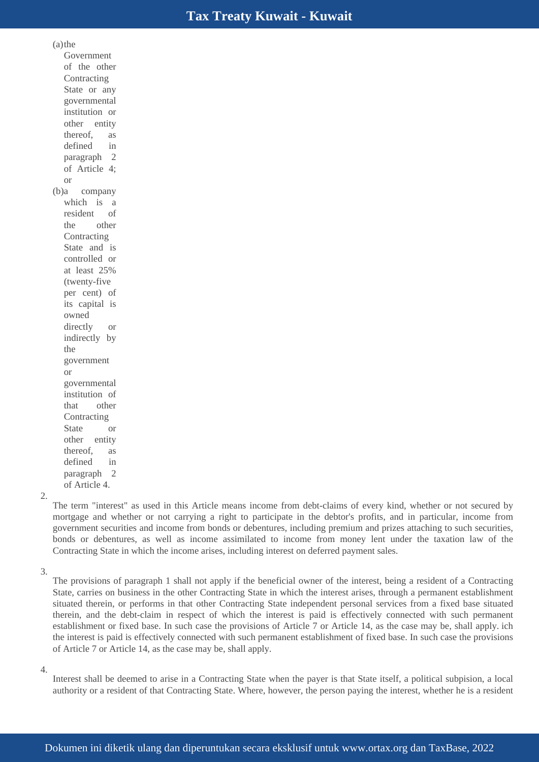(a) the Government of the other Contracting State or any governmental institution or other entity thereof, as defined in paragraph 2 of Article 4; or

(b) a company which is a resident of the other Contracting State and is controlled or at least 25% (twenty-five per cent) of its capital is owned directly or indirectly by the government or governmental institution of that other Contracting State or other entity thereof, as defined in paragraph 2 of Article 4.

2. The term "interest" as used in this Article means income from debt-claims of every kind, whether or not secured by mortgage and whether or not carrying a right to participate in the debtor's profits, and in particular, income from government securities and income from bonds or debentures, including premium and prizes attaching to such securities, bonds or debentures, as well as income assimilated to income from money lent under the taxation law of the Contracting State in which the income arises, including interest on deferred payment sales.

3. The provisions of paragraph 1 shall not apply if the beneficial owner of the interest, being a resident of a Contracting State, carries on business in the other Contracting State in which the interest arises, through a permanent establishment situated therein, or performs in that other Contracting State independent personal services from a fixed base situated therein, and the debt-claim in respect of which the interest is paid is effectively connected with such permanent establishment or fixed base. In such case the provisions of Article 7 or Article 14, as the case may be, shall apply. ich the interest is paid is effectively connected with such permanent establishment of fixed base. In such case the provisions of Article 7 or Article 14, as the case may be, shall apply.

4. Interest shall be deemed to arise in a Contracting State when the payer is that State itself, a political subpision, a local authority or a resident of that Contracting State. Where, however, the person paying the interest, whether he is a resident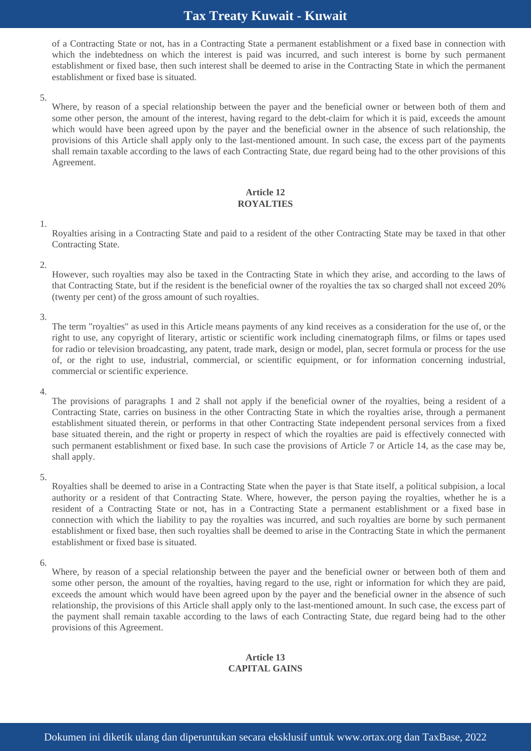of a Contracting State or not, has in a Contracting State a permanent establishment or a fixed base in connection with which the indebtedness on which the interest is paid was incurred, and such interest is borne by such permanent establishment or fixed base, then such interest shall be deemed to arise in the Contracting State in which the permanent establishment or fixed base is situated.

5. Where, by reason of a special relationship between the payer and the beneficial owner or between both of them and some other person, the amount of the interest, having regard to the debt-claim for which it is paid, exceeds the amount which would have been agreed upon by the payer and the beneficial owner in the absence of such relationship, the provisions of this Article shall apply only to the last-mentioned amount. In such case, the excess part of the payments shall remain taxable according to the laws of each Contracting State, due regard being had to the other provisions of this Agreement.

**Article 12**
**ROYALTIES**

1. Royalties arising in a Contracting State and paid to a resident of the other Contracting State may be taxed in that other Contracting State.

2. However, such royalties may also be taxed in the Contracting State in which they arise, and according to the laws of that Contracting State, but if the resident is the beneficial owner of the royalties the tax so charged shall not exceed 20% (twenty per cent) of the gross amount of such royalties.

3. The term "royalties" as used in this Article means payments of any kind receives as a consideration for the use of, or the right to use, any copyright of literary, artistic or scientific work including cinematograph films, or films or tapes used for radio or television broadcasting, any patent, trade mark, design or model, plan, secret formula or process for the use of, or the right to use, industrial, commercial, or scientific equipment, or for information concerning industrial, commercial or scientific experience.

4. The provisions of paragraphs 1 and 2 shall not apply if the beneficial owner of the royalties, being a resident of a Contracting State, carries on business in the other Contracting State in which the royalties arise, through a permanent establishment situated therein, or performs in that other Contracting State independent personal services from a fixed base situated therein, and the right or property in respect of which the royalties are paid is effectively connected with such permanent establishment or fixed base. In such case the provisions of Article 7 or Article 14, as the case may be, shall apply.

5. Royalties shall be deemed to arise in a Contracting State when the payer is that State itself, a political subpision, a local authority or a resident of that Contracting State. Where, however, the person paying the royalties, whether he is a resident of a Contracting State or not, has in a Contracting State a permanent establishment or a fixed base in connection with which the liability to pay the royalties was incurred, and such royalties are borne by such permanent establishment or fixed base, then such royalties shall be deemed to arise in the Contracting State in which the permanent establishment or fixed base is situated.

6. Where, by reason of a special relationship between the payer and the beneficial owner or between both of them and some other person, the amount of the royalties, having regard to the use, right or information for which they are paid, exceeds the amount which would have been agreed upon by the payer and the beneficial owner in the absence of such relationship, the provisions of this Article shall apply only to the last-mentioned amount. In such case, the excess part of the payment shall remain taxable according to the laws of each Contracting State, due regard being had to the other provisions of this Agreement.

**Article 13**
**CAPITAL GAINS**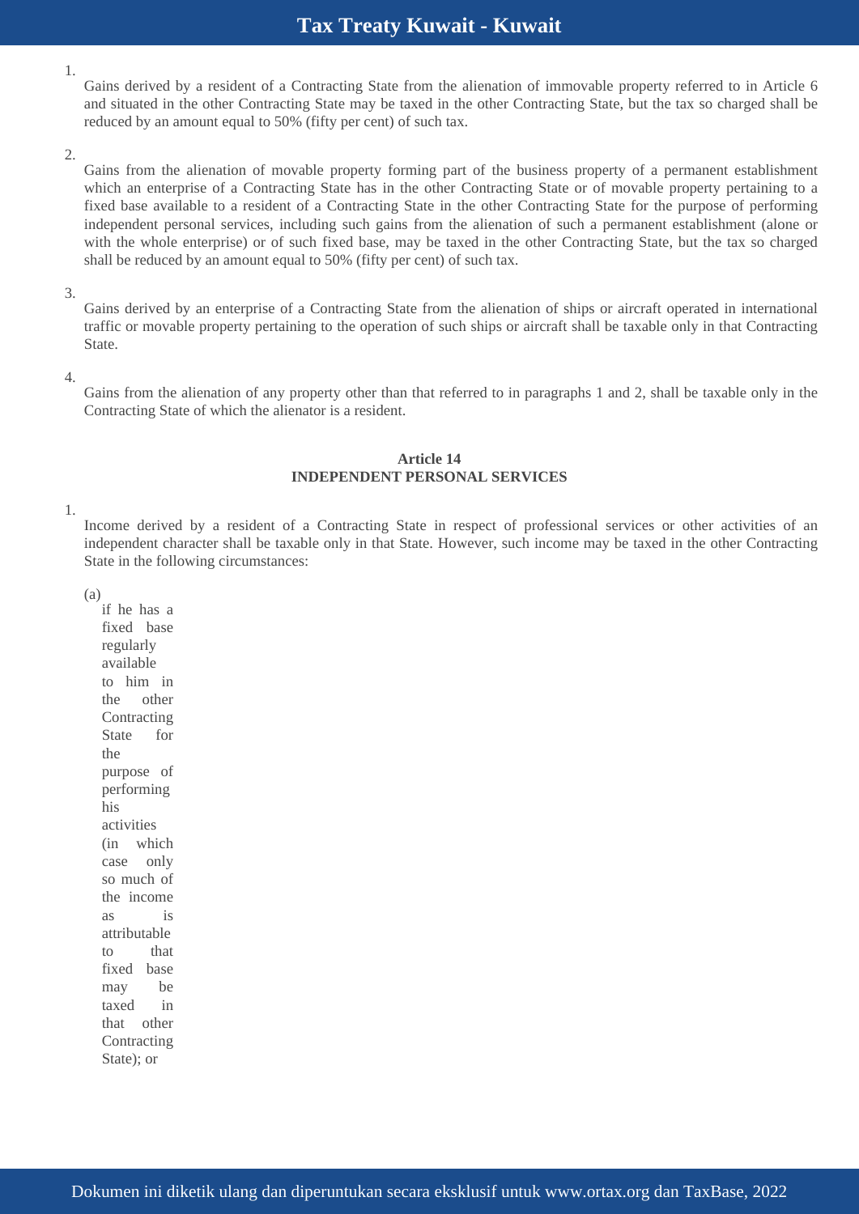1. Gains derived by a resident of a Contracting State from the alienation of immovable property referred to in Article 6 and situated in the other Contracting State may be taxed in the other Contracting State, but the tax so charged shall be reduced by an amount equal to 50% (fifty per cent) of such tax.

2. Gains from the alienation of movable property forming part of the business property of a permanent establishment which an enterprise of a Contracting State has in the other Contracting State or of movable property pertaining to a fixed base available to a resident of a Contracting State in the other Contracting State for the purpose of performing independent personal services, including such gains from the alienation of such a permanent establishment (alone or with the whole enterprise) or of such fixed base, may be taxed in the other Contracting State, but the tax so charged shall be reduced by an amount equal to 50% (fifty per cent) of such tax.

3. Gains derived by an enterprise of a Contracting State from the alienation of ships or aircraft operated in international traffic or movable property pertaining to the operation of such ships or aircraft shall be taxable only in that Contracting State.

4. Gains from the alienation of any property other than that referred to in paragraphs 1 and 2, shall be taxable only in the Contracting State of which the alienator is a resident.

**Article 14**
**INDEPENDENT PERSONAL SERVICES**

1. Income derived by a resident of a Contracting State in respect of professional services or other activities of an independent character shall be taxable only in that State. However, such income may be taxed in the other Contracting State in the following circumstances:

   (a) if he has a fixed base regularly available to him in the other Contracting State for the purpose of performing his activities (in which case only so much of the income as is attributable to that fixed base may be taxed in that other Contracting State); or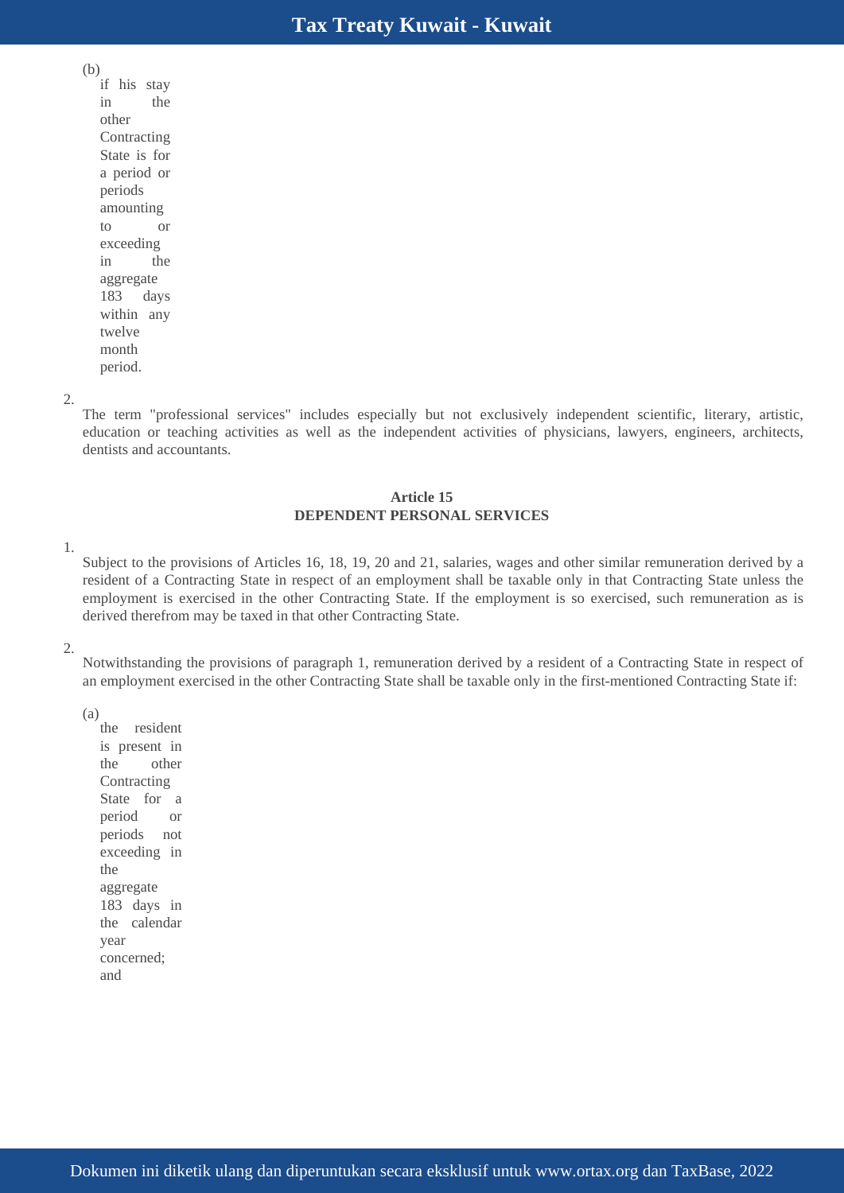(b) if his stay in the other Contracting State is for a period or periods amounting to or exceeding in the aggregate 183 days within any twelve month period.

2. The term "professional services" includes especially but not exclusively independent scientific, literary, artistic, education or teaching activities as well as the independent activities of physicians, lawyers, engineers, architects, dentists and accountants.

**Article 15**
**DEPENDENT PERSONAL SERVICES**

1. Subject to the provisions of Articles 16, 18, 19, 20 and 21, salaries, wages and other similar remuneration derived by a resident of a Contracting State in respect of an employment shall be taxable only in that Contracting State unless the employment is exercised in the other Contracting State. If the employment is so exercised, such remuneration as is derived therefrom may be taxed in that other Contracting State.

2. Notwithstanding the provisions of paragraph 1, remuneration derived by a resident of a Contracting State in respect of an employment exercised in the other Contracting State shall be taxable only in the first-mentioned Contracting State if:

(a) the resident is present in the other Contracting State for a period or periods not exceeding in the aggregate 183 days in the calendar year concerned; and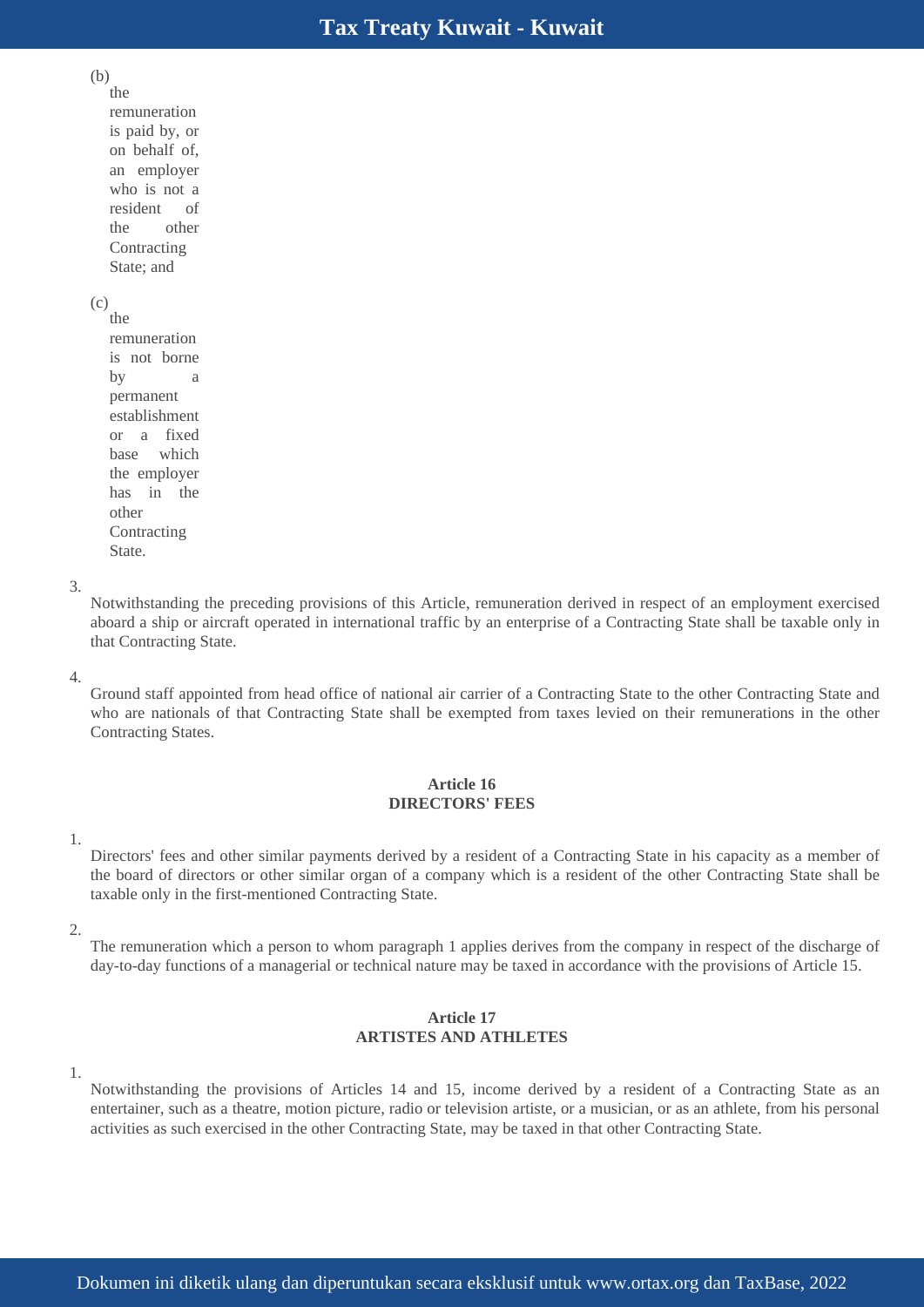(b) the remuneration is paid by, or on behalf of, an employer who is not a resident of the other Contracting State; and

(c) the remuneration is not borne by a permanent establishment or a fixed base which the employer has in the other Contracting State.

3. Notwithstanding the preceding provisions of this Article, remuneration derived in respect of an employment exercised aboard a ship or aircraft operated in international traffic by an enterprise of a Contracting State shall be taxable only in that Contracting State.

4. Ground staff appointed from head office of national air carrier of a Contracting State to the other Contracting State and who are nationals of that Contracting State shall be exempted from taxes levied on their remunerations in the other Contracting States.

**Article 16**
**DIRECTORS' FEES**

1. Directors' fees and other similar payments derived by a resident of a Contracting State in his capacity as a member of the board of directors or other similar organ of a company which is a resident of the other Contracting State shall be taxable only in the first-mentioned Contracting State.

2. The remuneration which a person to whom paragraph 1 applies derives from the company in respect of the discharge of day-to-day functions of a managerial or technical nature may be taxed in accordance with the provisions of Article 15.

**Article 17**
**ARTISTES AND ATHLETES**

1. Notwithstanding the provisions of Articles 14 and 15, income derived by a resident of a Contracting State as an entertainer, such as a theatre, motion picture, radio or television artiste, or a musician, or as an athlete, from his personal activities as such exercised in the other Contracting State, may be taxed in that other Contracting State.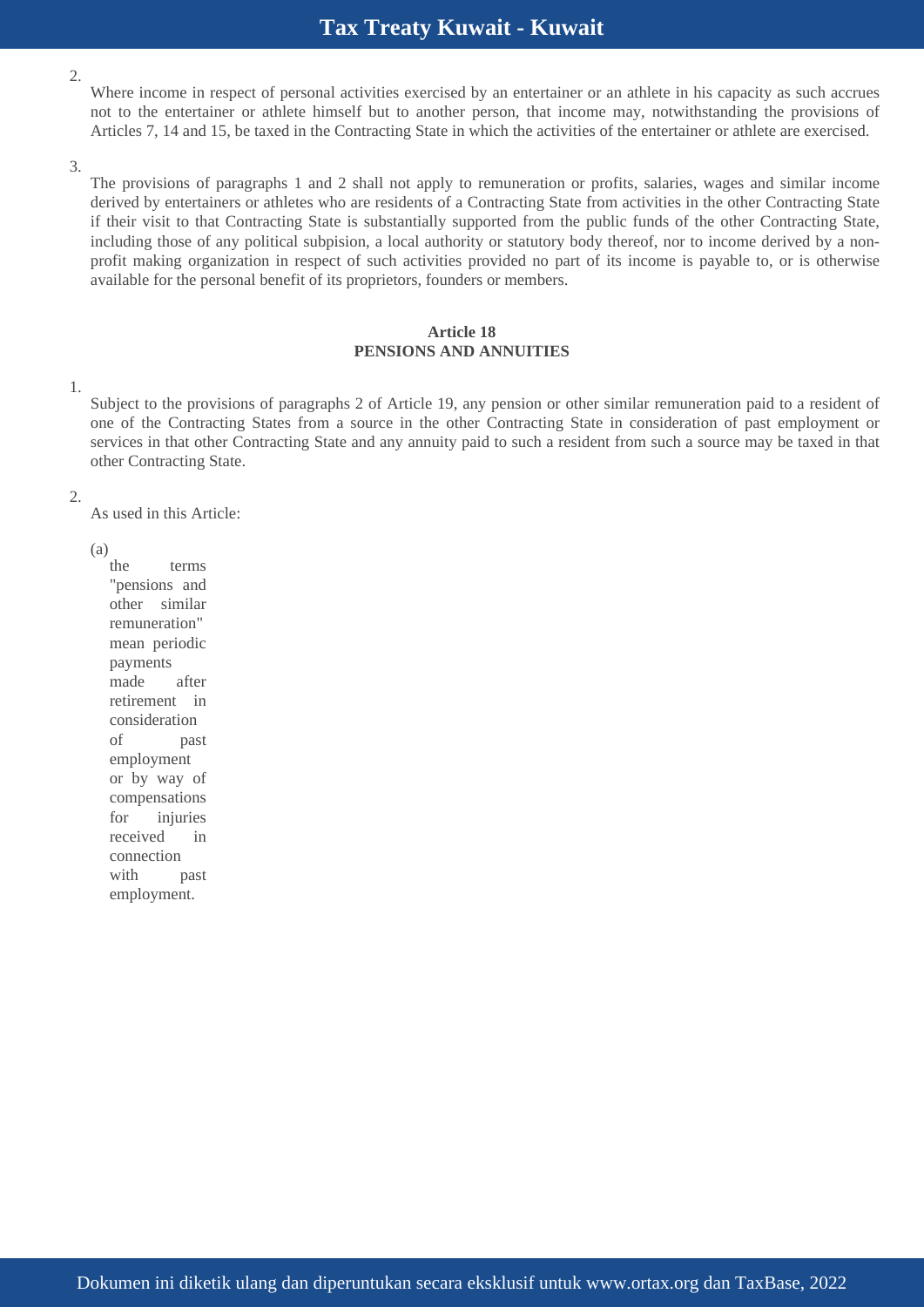2. Where income in respect of personal activities exercised by an entertainer or an athlete in his capacity as such accrues not to the entertainer or athlete himself but to another person, that income may, notwithstanding the provisions of Articles 7, 14 and 15, be taxed in the Contracting State in which the activities of the entertainer or athlete are exercised.

3. The provisions of paragraphs 1 and 2 shall not apply to remuneration or profits, salaries, wages and similar income derived by entertainers or athletes who are residents of a Contracting State from activities in the other Contracting State if their visit to that Contracting State is substantially supported from the public funds of the other Contracting State, including those of any political subpision, a local authority or statutory body thereof, nor to income derived by a non-profit making organization in respect of such activities provided no part of its income is payable to, or is otherwise available for the personal benefit of its proprietors, founders or members.

### Article 18
### PENSIONS AND ANNUITIES

1. Subject to the provisions of paragraphs 2 of Article 19, any pension or other similar remuneration paid to a resident of one of the Contracting States from a source in the other Contracting State in consideration of past employment or services in that other Contracting State and any annuity paid to such a resident from such a source may be taxed in that other Contracting State.

2. As used in this Article:

   (a) the terms "pensions and other similar remuneration" mean periodic payments made after retirement in consideration of past employment or by way of compensations for injuries received in connection with past employment.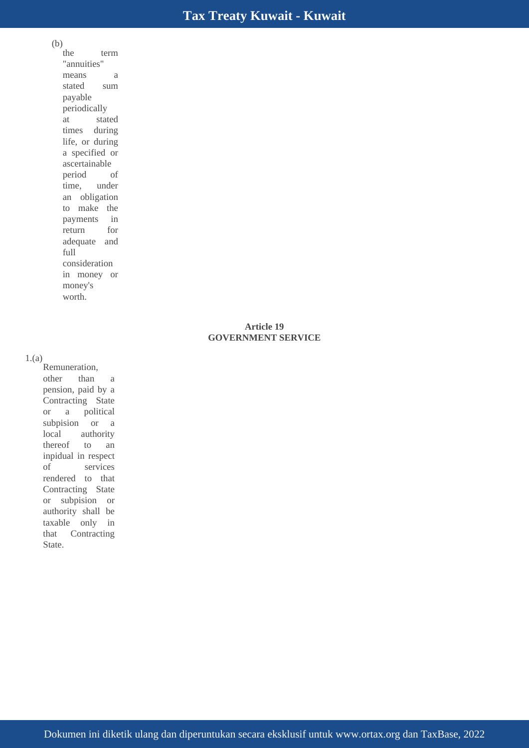(b) the term "annuities" means a stated sum payable periodically at stated times during life, or during a specified or ascertainable period of time, under an obligation to make the payments in return for adequate and full consideration in money or money's worth.

**Article 19**
**GOVERNMENT SERVICE**

1.(a) Remuneration, other than a pension, paid by a Contracting State or a political subpision or a local authority thereof to an inpidual in respect of services rendered to that Contracting State or subpision or authority shall be taxable only in that Contracting State.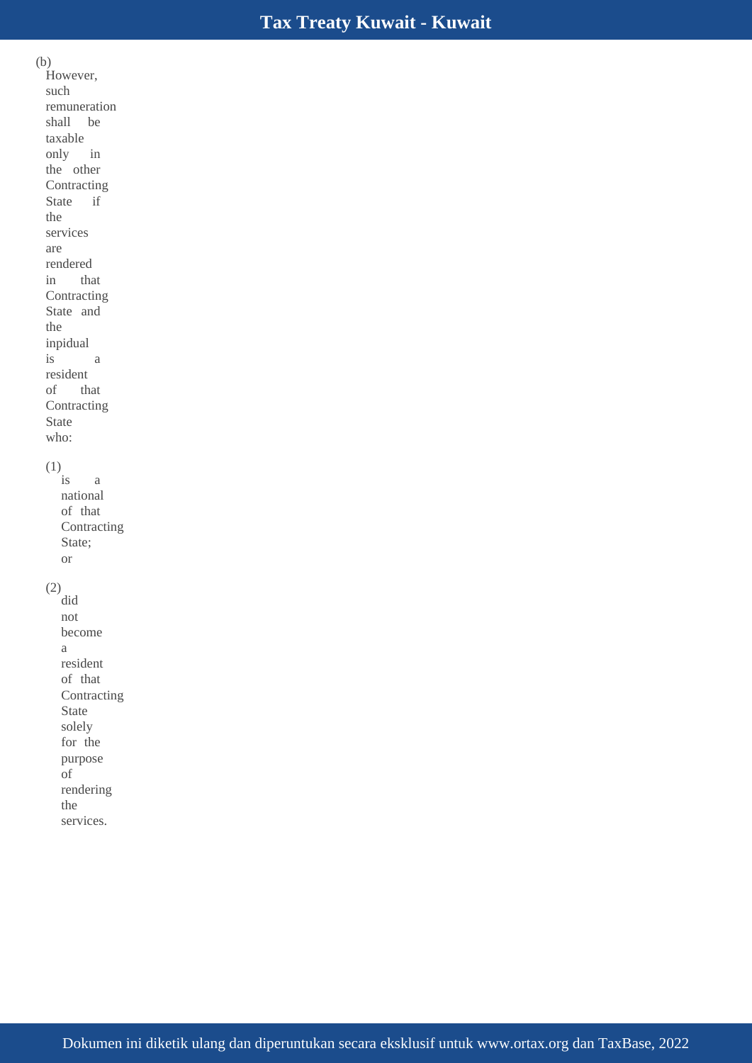(b) However, such remuneration shall be taxable only in the other Contracting State if the services are rendered in that Contracting State and the inpidual is a resident of that Contracting State who:

(1) is a national of that Contracting State; or

(2) did not become a resident of that Contracting State solely for the purpose of rendering the services.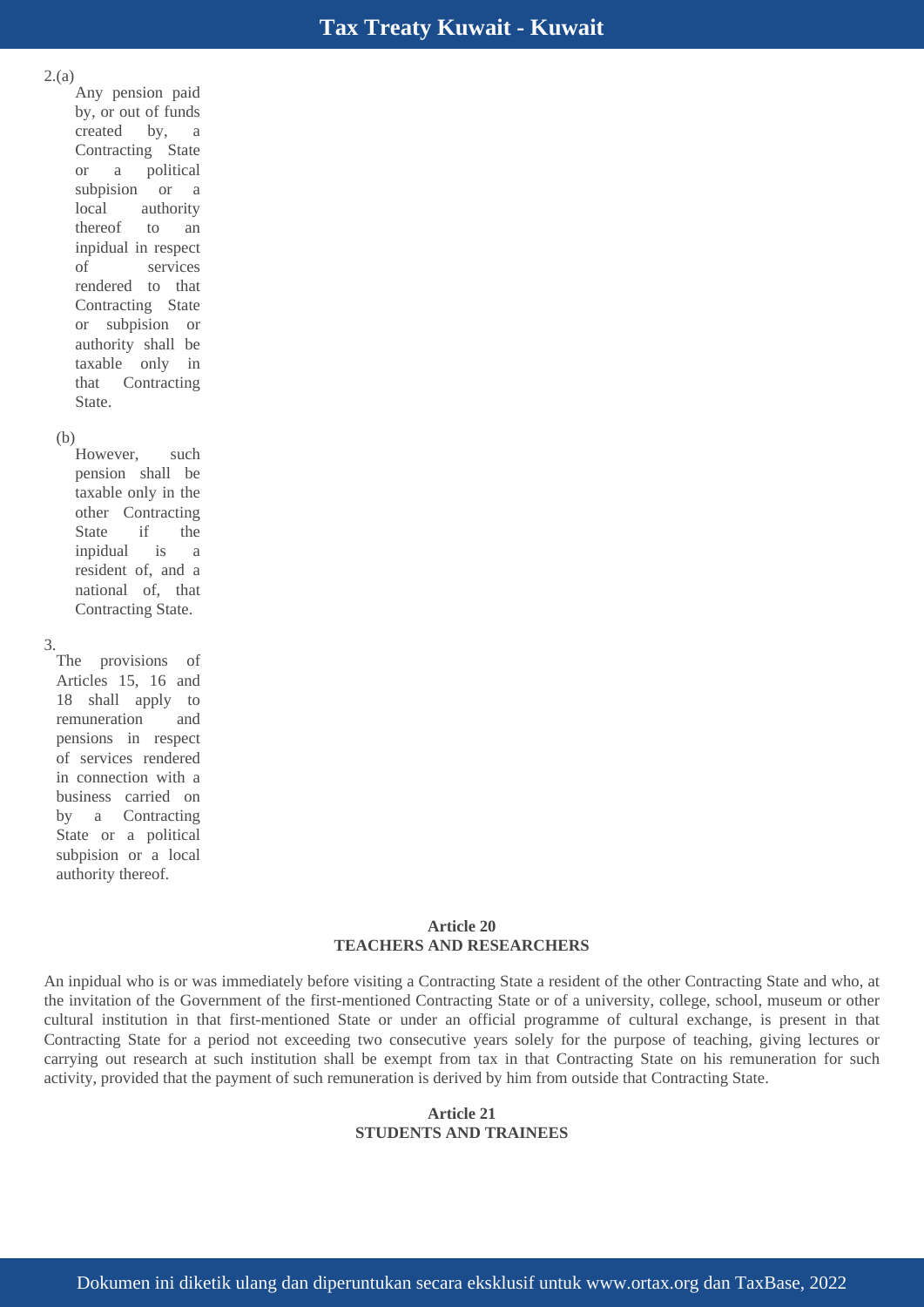2.(a) Any pension paid by, or out of funds created by, a Contracting State or a political subpision or a local authority thereof to an inpidual in respect of services rendered to that Contracting State or subpision or authority shall be taxable only in that Contracting State.

(b) However, such pension shall be taxable only in the other Contracting State if the inpidual is a resident of, and a national of, that Contracting State.

3. The provisions of Articles 15, 16 and 18 shall apply to remuneration and pensions in respect of services rendered in connection with a business carried on by a Contracting State or a political subpision or a local authority thereof.

## Article 20
## TEACHERS AND RESEARCHERS

An inpidual who is or was immediately before visiting a Contracting State a resident of the other Contracting State and who, at the invitation of the Government of the first-mentioned Contracting State or of a university, college, school, museum or other cultural institution in that first-mentioned State or under an official programme of cultural exchange, is present in that Contracting State for a period not exceeding two consecutive years solely for the purpose of teaching, giving lectures or carrying out research at such institution shall be exempt from tax in that Contracting State on his remuneration for such activity, provided that the payment of such remuneration is derived by him from outside that Contracting State.

## Article 21
## STUDENTS AND TRAINEES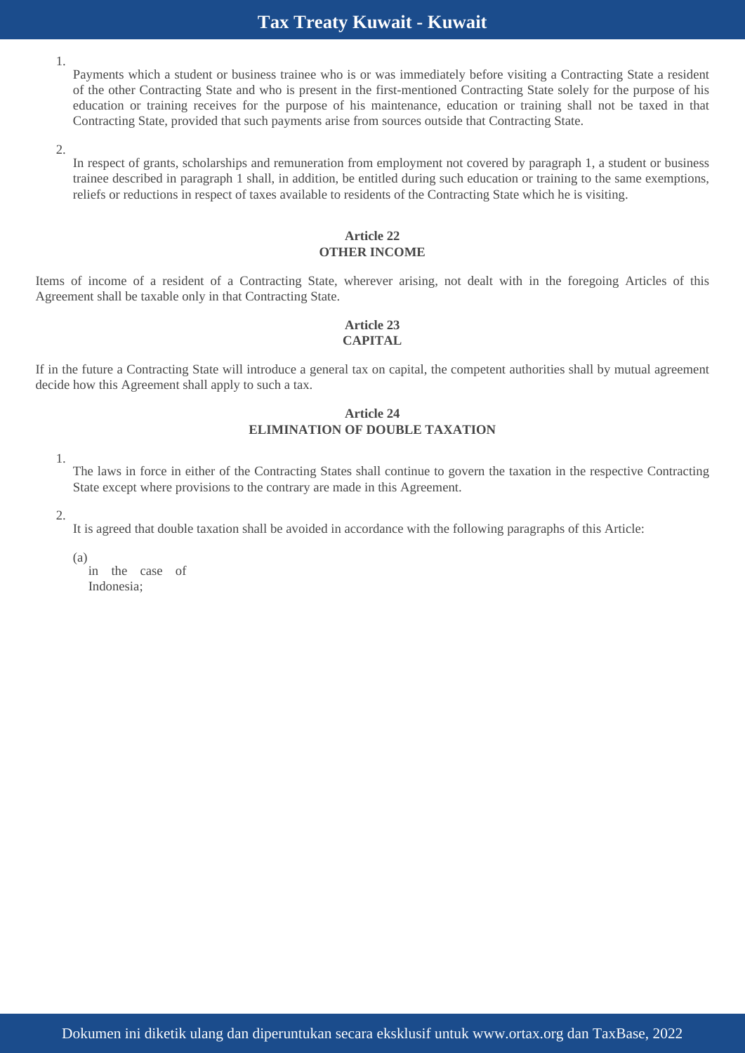1. Payments which a student or business trainee who is or was immediately before visiting a Contracting State a resident of the other Contracting State and who is present in the first-mentioned Contracting State solely for the purpose of his education or training receives for the purpose of his maintenance, education or training shall not be taxed in that Contracting State, provided that such payments arise from sources outside that Contracting State.

2. In respect of grants, scholarships and remuneration from employment not covered by paragraph 1, a student or business trainee described in paragraph 1 shall, in addition, be entitled during such education or training to the same exemptions, reliefs or reductions in respect of taxes available to residents of the Contracting State which he is visiting.

**Article 22**
**OTHER INCOME**

Items of income of a resident of a Contracting State, wherever arising, not dealt with in the foregoing Articles of this Agreement shall be taxable only in that Contracting State.

**Article 23**
**CAPITAL**

If in the future a Contracting State will introduce a general tax on capital, the competent authorities shall by mutual agreement decide how this Agreement shall apply to such a tax.

**Article 24**
**ELIMINATION OF DOUBLE TAXATION**

1. The laws in force in either of the Contracting States shall continue to govern the taxation in the respective Contracting State except where provisions to the contrary are made in this Agreement.

2. It is agreed that double taxation shall be avoided in accordance with the following paragraphs of this Article:

   (a) in the case of Indonesia;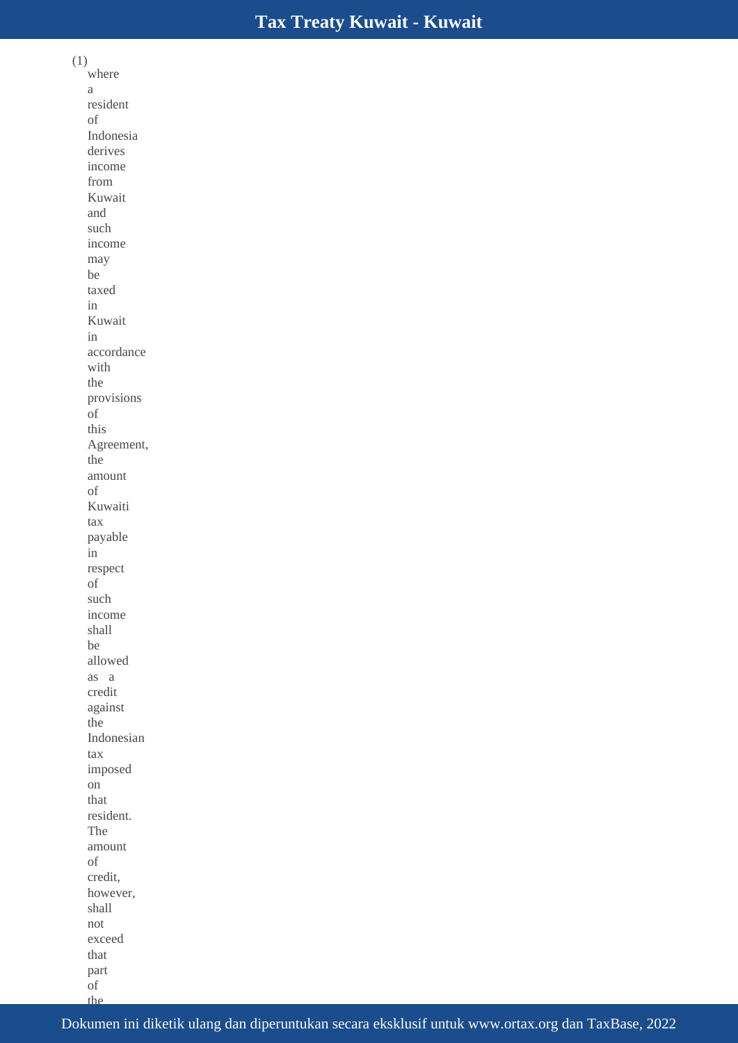(1) where a resident of Indonesia derives income from Kuwait and such income may be taxed in Kuwait in accordance with the provisions of this Agreement, the amount of Kuwaiti tax payable in respect of such income shall be allowed as a credit against the Indonesian tax imposed on that resident. The amount of credit, however, shall not exceed that part of the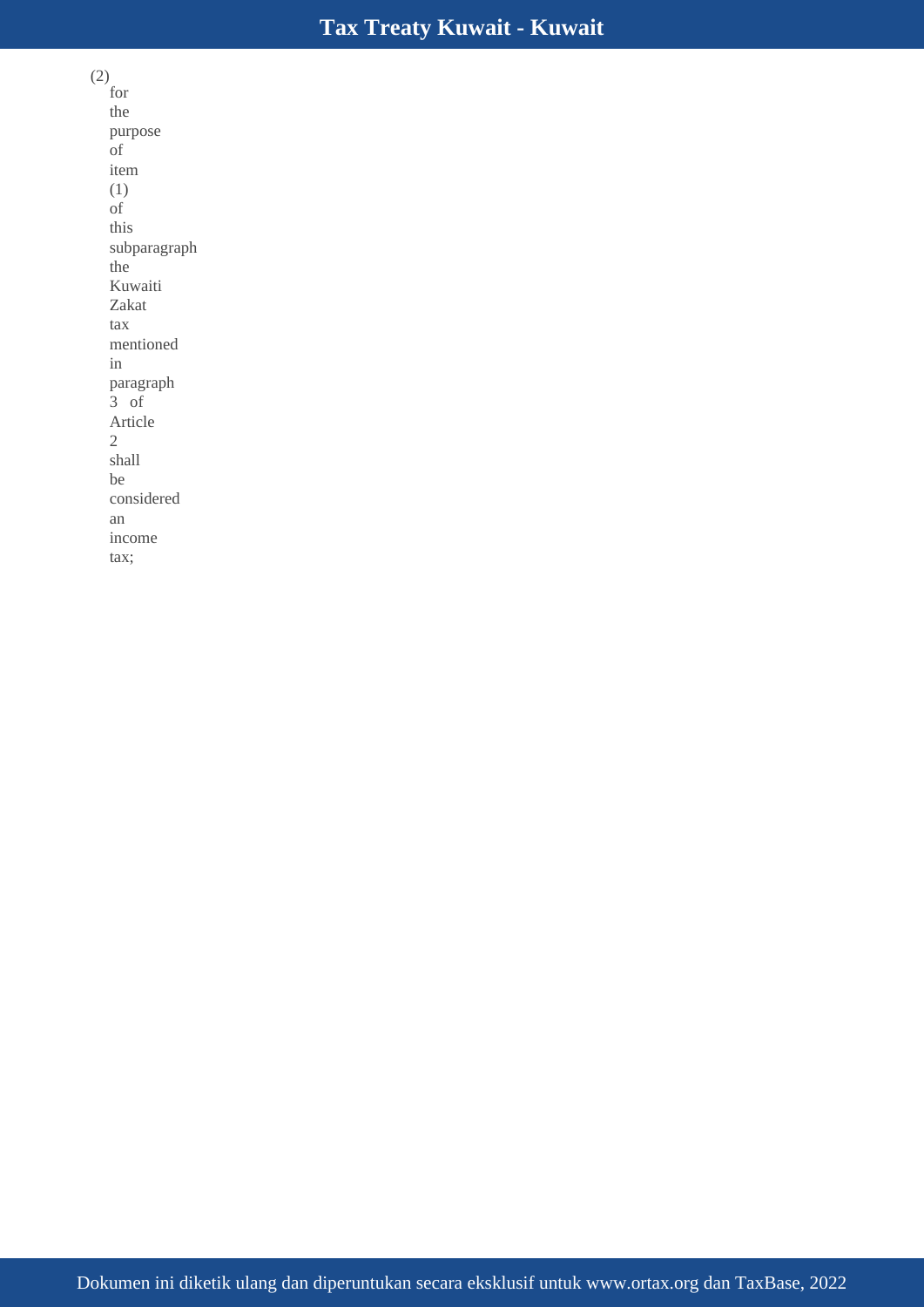(2) for the purpose of item (1) of this subparagraph the Kuwaiti Zakat tax mentioned in paragraph 3 of Article 2 shall be considered an income tax;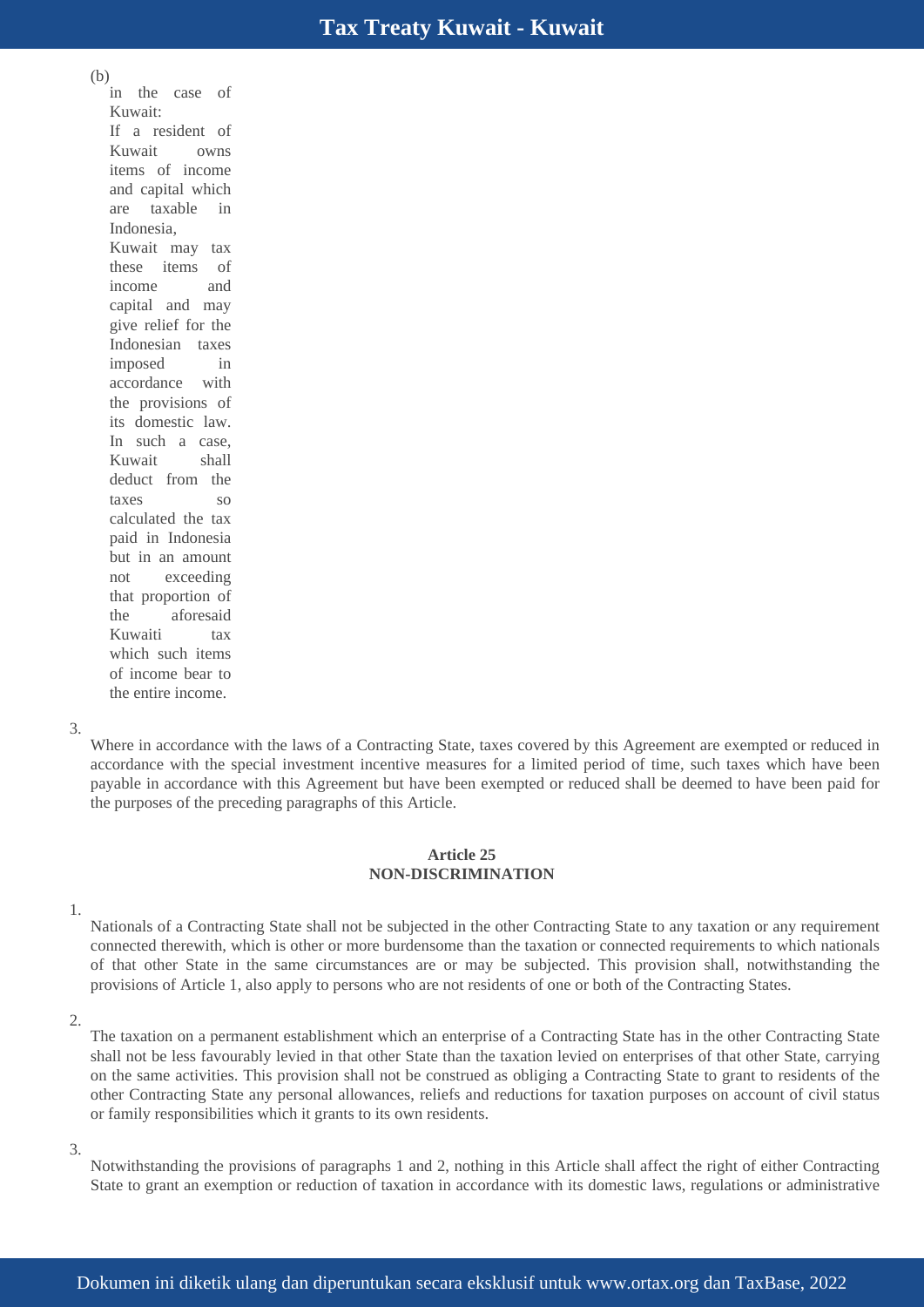(b) in the case of Kuwait:
If a resident of Kuwait owns items of income and capital which are taxable in Indonesia, Kuwait may tax these items of income and capital and may give relief for the Indonesian taxes imposed in accordance with the provisions of its domestic law. In such a case, Kuwait shall deduct from the taxes so calculated the tax paid in Indonesia but in an amount not exceeding that proportion of the aforesaid Kuwaiti tax which such items of income bear to the entire income.

3. Where in accordance with the laws of a Contracting State, taxes covered by this Agreement are exempted or reduced in accordance with the special investment incentive measures for a limited period of time, such taxes which have been payable in accordance with this Agreement but have been exempted or reduced shall be deemed to have been paid for the purposes of the preceding paragraphs of this Article.

**Article 25**
**NON-DISCRIMINATION**

1. Nationals of a Contracting State shall not be subjected in the other Contracting State to any taxation or any requirement connected therewith, which is other or more burdensome than the taxation or connected requirements to which nationals of that other State in the same circumstances are or may be subjected. This provision shall, notwithstanding the provisions of Article 1, also apply to persons who are not residents of one or both of the Contracting States.

2. The taxation on a permanent establishment which an enterprise of a Contracting State has in the other Contracting State shall not be less favourably levied in that other State than the taxation levied on enterprises of that other State, carrying on the same activities. This provision shall not be construed as obliging a Contracting State to grant to residents of the other Contracting State any personal allowances, reliefs and reductions for taxation purposes on account of civil status or family responsibilities which it grants to its own residents.

3. Notwithstanding the provisions of paragraphs 1 and 2, nothing in this Article shall affect the right of either Contracting State to grant an exemption or reduction of taxation in accordance with its domestic laws, regulations or administrative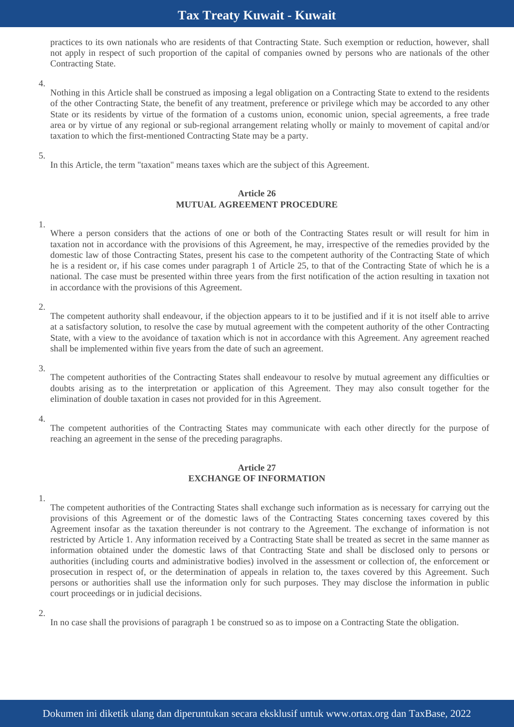practices to its own nationals who are residents of that Contracting State. Such exemption or reduction, however, shall not apply in respect of such proportion of the capital of companies owned by persons who are nationals of the other Contracting State.

4. Nothing in this Article shall be construed as imposing a legal obligation on a Contracting State to extend to the residents of the other Contracting State, the benefit of any treatment, preference or privilege which may be accorded to any other State or its residents by virtue of the formation of a customs union, economic union, special agreements, a free trade area or by virtue of any regional or sub-regional arrangement relating wholly or mainly to movement of capital and/or taxation to which the first-mentioned Contracting State may be a party.

5. In this Article, the term "taxation" means taxes which are the subject of this Agreement.

### Article 26
### MUTUAL AGREEMENT PROCEDURE

1. Where a person considers that the actions of one or both of the Contracting States result or will result for him in taxation not in accordance with the provisions of this Agreement, he may, irrespective of the remedies provided by the domestic law of those Contracting States, present his case to the competent authority of the Contracting State of which he is a resident or, if his case comes under paragraph 1 of Article 25, to that of the Contracting State of which he is a national. The case must be presented within three years from the first notification of the action resulting in taxation not in accordance with the provisions of this Agreement.

2. The competent authority shall endeavour, if the objection appears to it to be justified and if it is not itself able to arrive at a satisfactory solution, to resolve the case by mutual agreement with the competent authority of the other Contracting State, with a view to the avoidance of taxation which is not in accordance with this Agreement. Any agreement reached shall be implemented within five years from the date of such an agreement.

3. The competent authorities of the Contracting States shall endeavour to resolve by mutual agreement any difficulties or doubts arising as to the interpretation or application of this Agreement. They may also consult together for the elimination of double taxation in cases not provided for in this Agreement.

4. The competent authorities of the Contracting States may communicate with each other directly for the purpose of reaching an agreement in the sense of the preceding paragraphs.

### Article 27
### EXCHANGE OF INFORMATION

1. The competent authorities of the Contracting States shall exchange such information as is necessary for carrying out the provisions of this Agreement or of the domestic laws of the Contracting States concerning taxes covered by this Agreement insofar as the taxation thereunder is not contrary to the Agreement. The exchange of information is not restricted by Article 1. Any information received by a Contracting State shall be treated as secret in the same manner as information obtained under the domestic laws of that Contracting State and shall be disclosed only to persons or authorities (including courts and administrative bodies) involved in the assessment or collection of, the enforcement or prosecution in respect of, or the determination of appeals in relation to, the taxes covered by this Agreement. Such persons or authorities shall use the information only for such purposes. They may disclose the information in public court proceedings or in judicial decisions.

2. In no case shall the provisions of paragraph 1 be construed so as to impose on a Contracting State the obligation.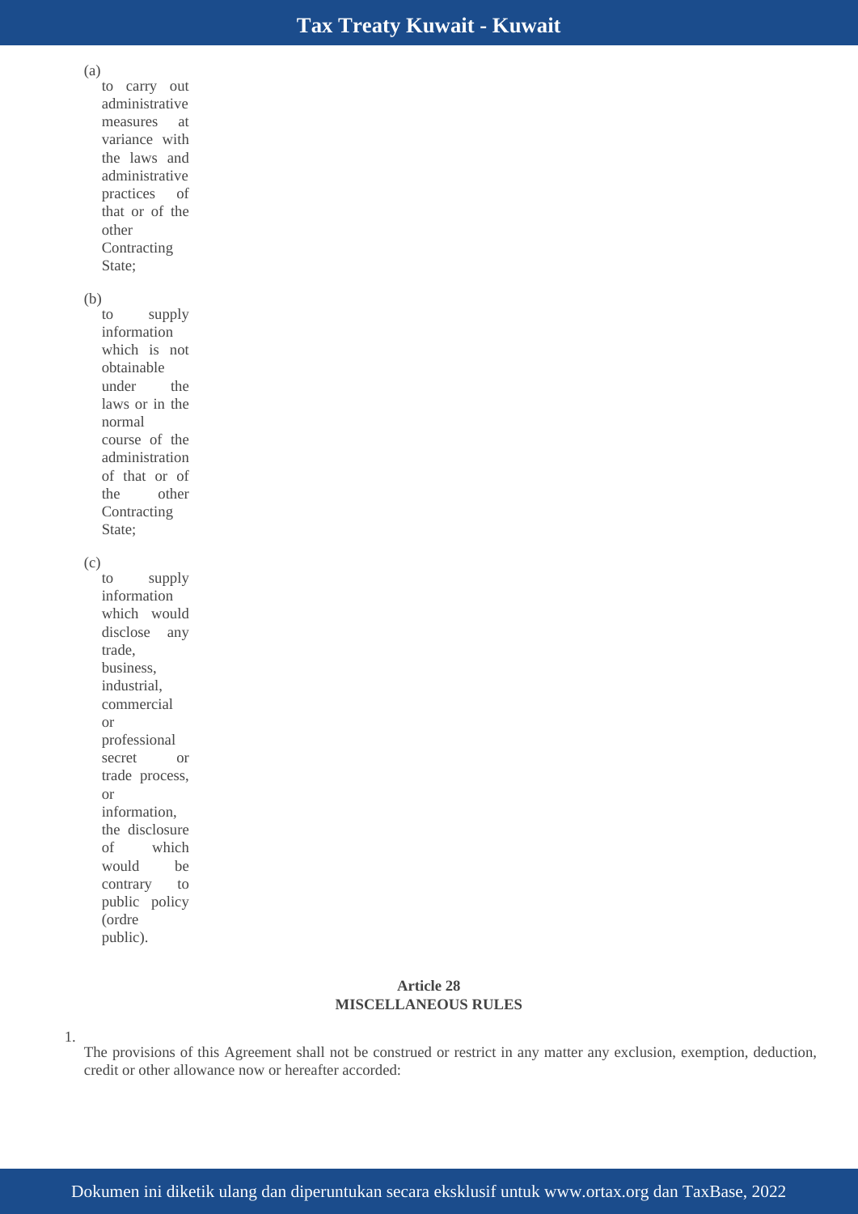(a) to carry out administrative measures at variance with the laws and administrative practices of that or of the other Contracting State;

(b) to supply information which is not obtainable under the laws or in the normal course of the administration of that or of the other Contracting State;

(c) to supply information which would disclose any trade, business, industrial, commercial or professional secret or trade process, or information, the disclosure of which would be contrary to public policy (ordre public).

## Article 28
## MISCELLANEOUS RULES

1. The provisions of this Agreement shall not be construed or restrict in any matter any exclusion, exemption, deduction, credit or other allowance now or hereafter accorded: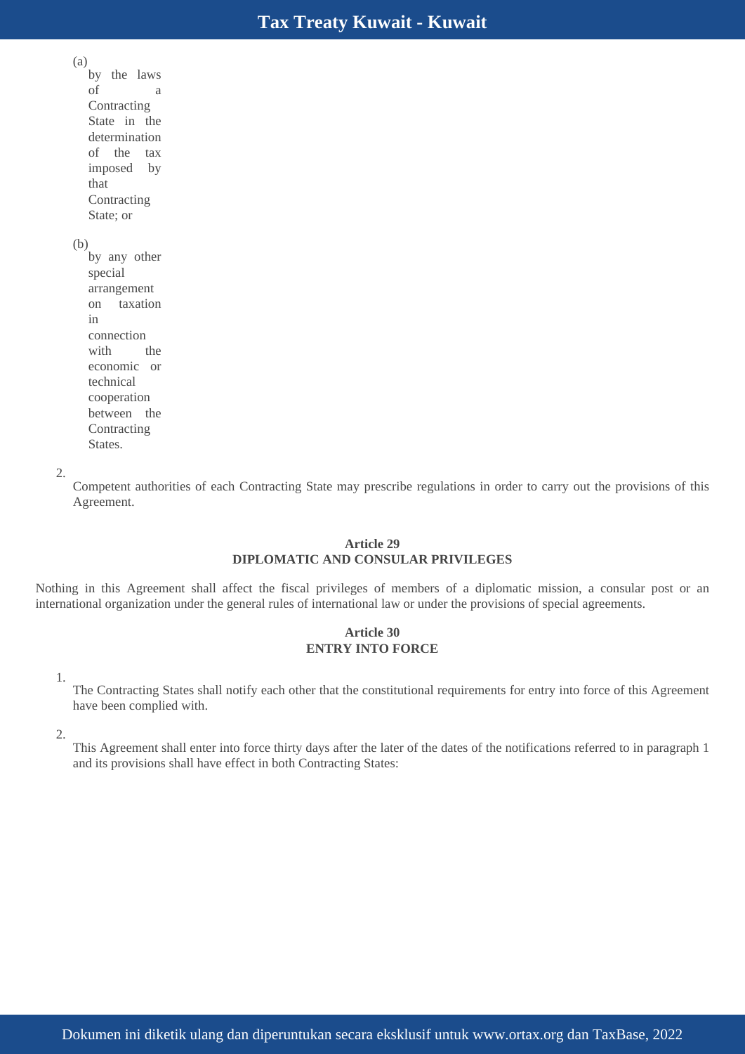(a) by the laws of a Contracting State in the determination of the tax imposed by that Contracting State; or

(b) by any other special arrangement on taxation in connection with the economic or technical cooperation between the Contracting States.

2. Competent authorities of each Contracting State may prescribe regulations in order to carry out the provisions of this Agreement.

### Article 29
### DIPLOMATIC AND CONSULAR PRIVILEGES

Nothing in this Agreement shall affect the fiscal privileges of members of a diplomatic mission, a consular post or an international organization under the general rules of international law or under the provisions of special agreements.

### Article 30
### ENTRY INTO FORCE

1. The Contracting States shall notify each other that the constitutional requirements for entry into force of this Agreement have been complied with.

2. This Agreement shall enter into force thirty days after the later of the dates of the notifications referred to in paragraph 1 and its provisions shall have effect in both Contracting States: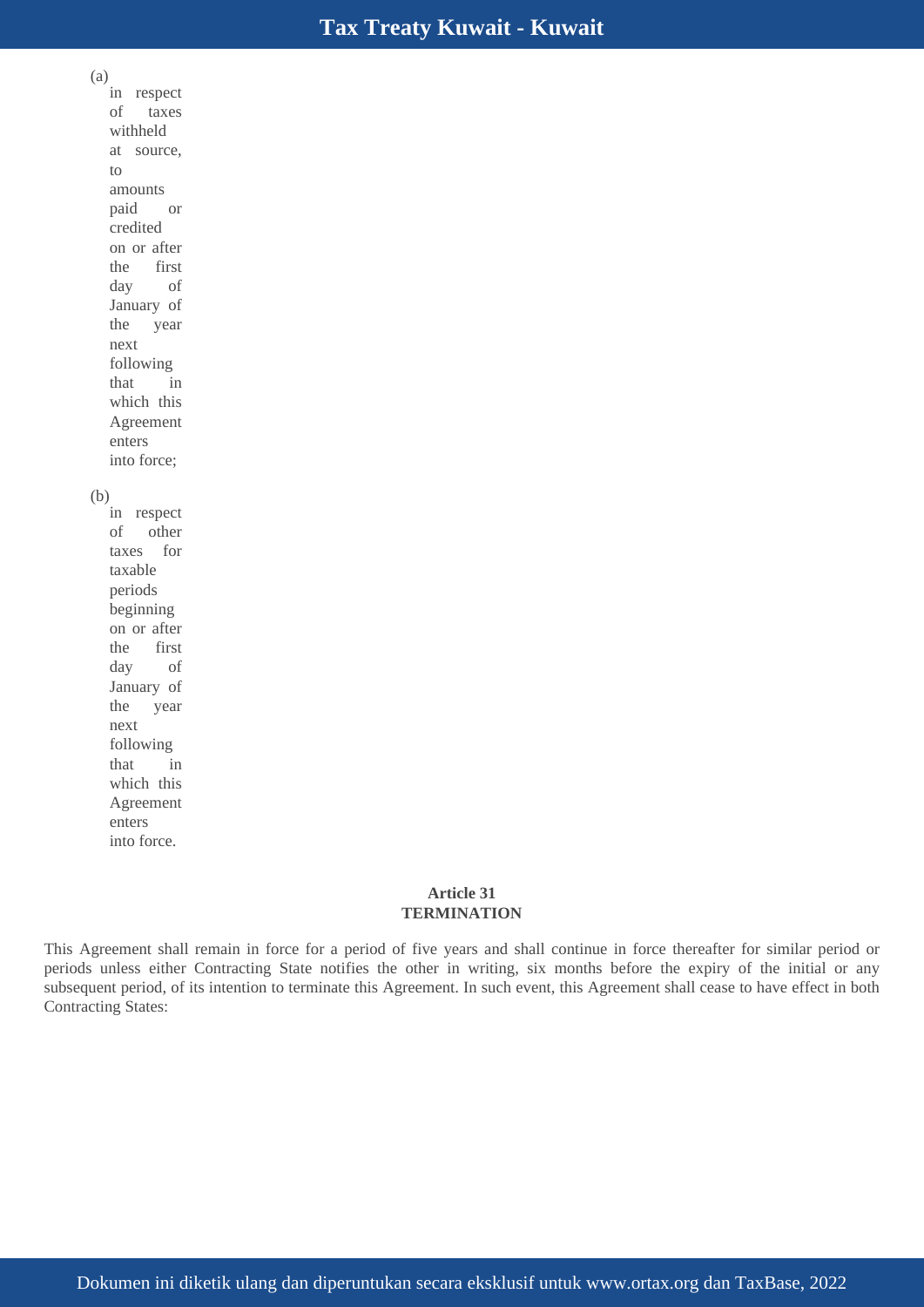(a) in respect of taxes withheld at source, to amounts paid or credited on or after the first day of January of the year next following that in which this Agreement enters into force;

(b) in respect of other taxes for taxable periods beginning on or after the first day of January of the year next following that in which this Agreement enters into force.

**Article 31**
**TERMINATION**

This Agreement shall remain in force for a period of five years and shall continue in force thereafter for similar period or periods unless either Contracting State notifies the other in writing, six months before the expiry of the initial or any subsequent period, of its intention to terminate this Agreement. In such event, this Agreement shall cease to have effect in both Contracting States: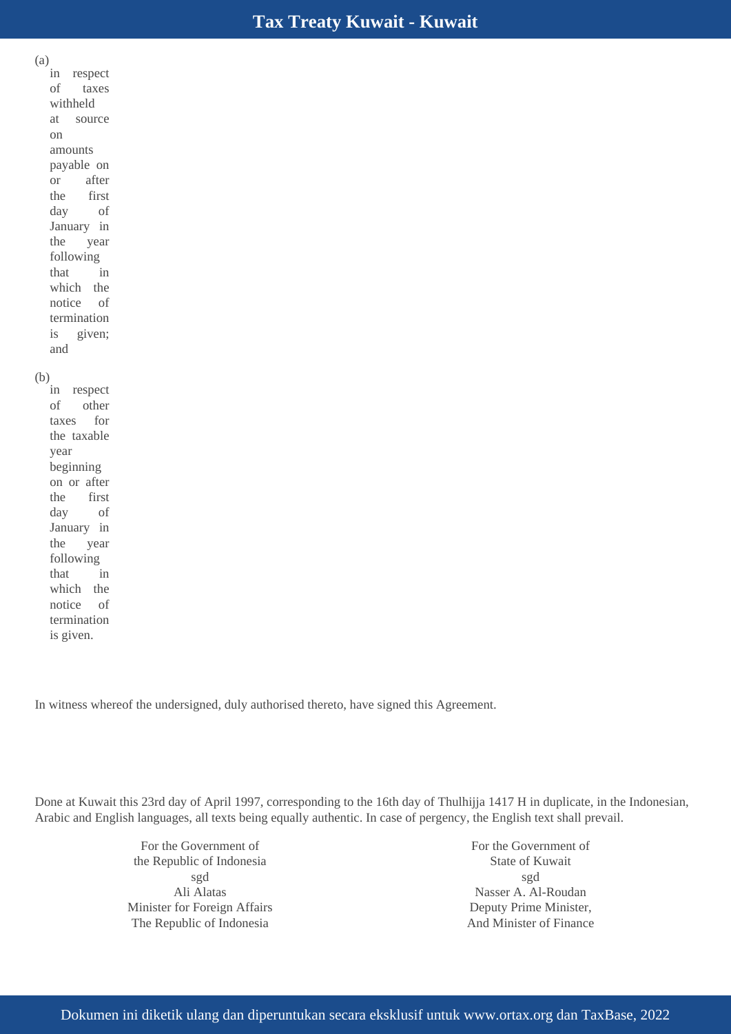(a) in respect of taxes withheld at source on amounts payable on or after the first day of January in the year following that in which the notice of termination is given; and

(b) in respect of other taxes for the taxable year beginning on or after the first day of January in the year following that in which the notice of termination is given.

In witness whereof the undersigned, duly authorised thereto, have signed this Agreement.

Done at Kuwait this 23rd day of April 1997, corresponding to the 16th day of Thulhijja 1417 H in duplicate, in the Indonesian, Arabic and English languages, all texts being equally authentic. In case of pergency, the English text shall prevail.

| For the Government of the Republic of Indonesia | For the Government of State of Kuwait |
| --- | --- |
| sgd | sgd |
| Ali Alatas | Nasser A. Al-Roudan |
| Minister for Foreign Affairs The Republic of Indonesia | Deputy Prime Minister, And Minister of Finance |